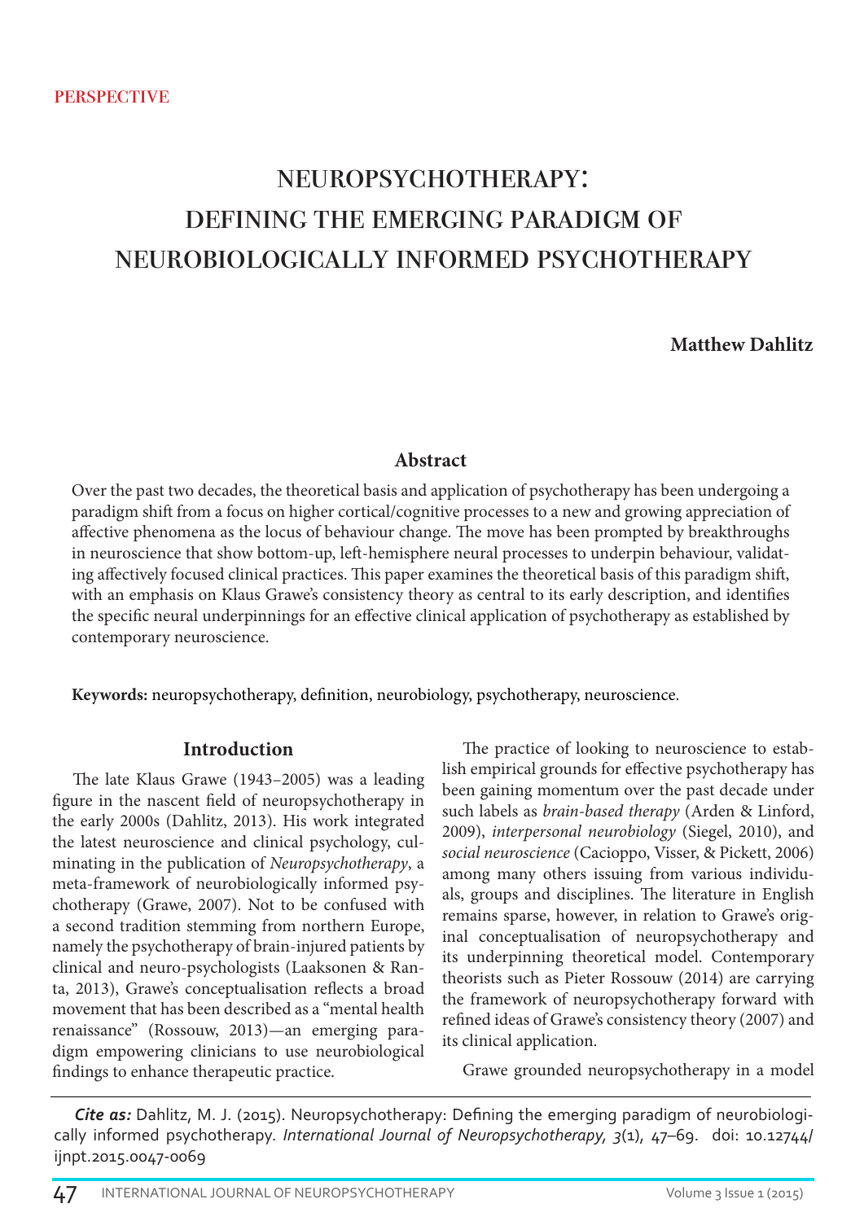PERSPECTIVE

# Neuropsychotherapy: Defining the Emerging Paradigm of Neurobiologically Informed Psychotherapy

**Matthew Dahlitz**

## Abstract

Over the past two decades, the theoretical basis and application of psychotherapy has been undergoing a paradigm shift from a focus on higher cortical/cognitive processes to a new and growing appreciation of affective phenomena as the locus of behaviour change. The move has been prompted by breakthroughs in neuroscience that show bottom-up, left-hemisphere neural processes to underpin behaviour, validating affectively focused clinical practices. This paper examines the theoretical basis of this paradigm shift, with an emphasis on Klaus Grawe's consistency theory as central to its early description, and identifies the specific neural underpinnings for an effective clinical application of psychotherapy as established by contemporary neuroscience.

**Keywords:** neuropsychotherapy, definition, neurobiology, psychotherapy, neuroscience.

## Introduction

The late Klaus Grawe (1943–2005) was a leading figure in the nascent field of neuropsychotherapy in the early 2000s (Dahlitz, 2013). His work integrated the latest neuroscience and clinical psychology, culminating in the publication of *Neuropsychotherapy*, a meta-framework of neurobiologically informed psychotherapy (Grawe, 2007). Not to be confused with a second tradition stemming from northern Europe, namely the psychotherapy of brain-injured patients by clinical and neuro-psychologists (Laaksonen & Ranta, 2013), Grawe's conceptualisation reflects a broad movement that has been described as a "mental health renaissance" (Rossouw, 2013)—an emerging paradigm empowering clinicians to use neurobiological findings to enhance therapeutic practice.

The practice of looking to neuroscience to establish empirical grounds for effective psychotherapy has been gaining momentum over the past decade under such labels as *brain-based therapy* (Arden & Linford, 2009), *interpersonal neurobiology* (Siegel, 2010), and *social neuroscience* (Cacioppo, Visser, & Pickett, 2006) among many others issuing from various individuals, groups and disciplines. The literature in English remains sparse, however, in relation to Grawe's original conceptualisation of neuropsychotherapy and its underpinning theoretical model. Contemporary theorists such as Pieter Rossouw (2014) are carrying the framework of neuropsychotherapy forward with refined ideas of Grawe's consistency theory (2007) and its clinical application.

Grawe grounded neuropsychotherapy in a model

***Cite as:*** Dahlitz, M. J. (2015). Neuropsychotherapy: Defining the emerging paradigm of neurobiologically informed psychotherapy. *International Journal of Neuropsychotherapy, 3*(1), 47–69. doi: 10.12744/ijnpt.2015.0047-0069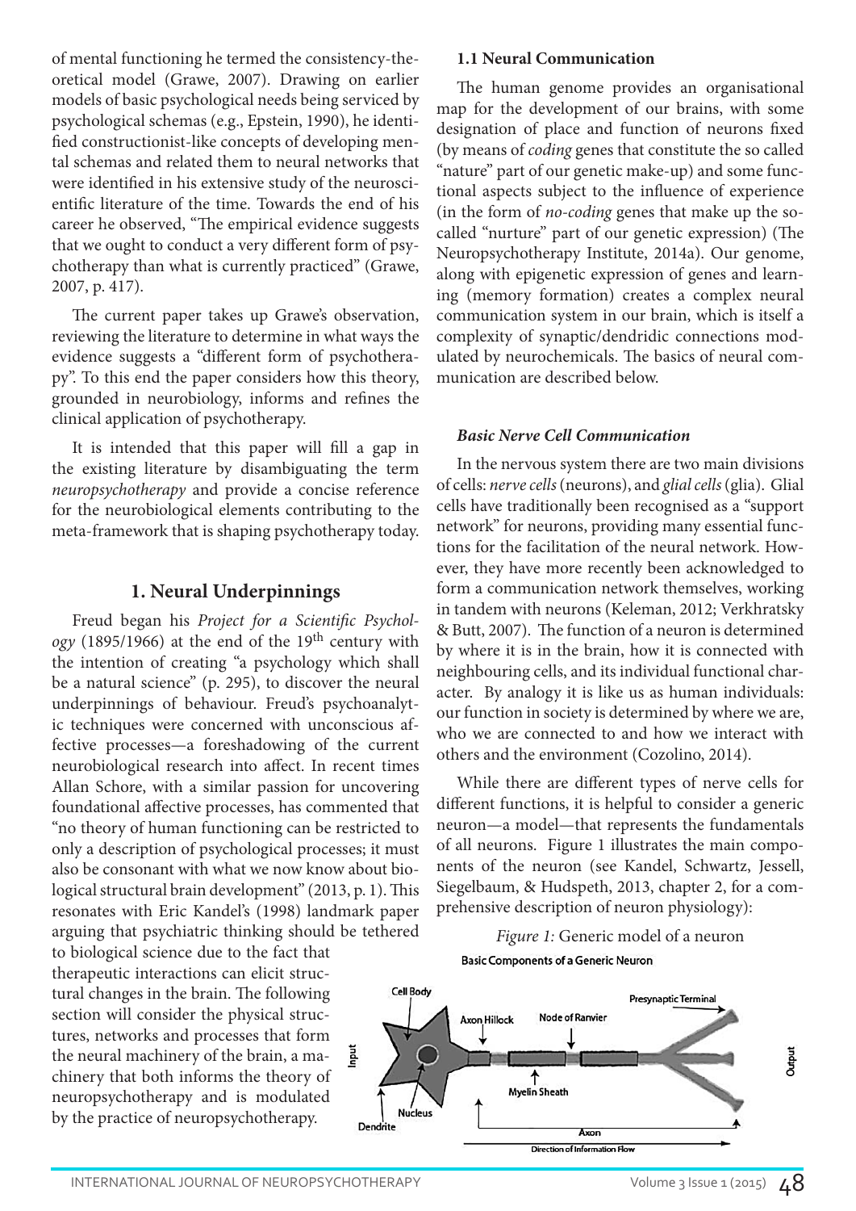of mental functioning he termed the consistency-theoretical model (Grawe, 2007). Drawing on earlier models of basic psychological needs being serviced by psychological schemas (e.g., Epstein, 1990), he identified constructionist-like concepts of developing mental schemas and related them to neural networks that were identified in his extensive study of the neuroscientific literature of the time. Towards the end of his career he observed, "The empirical evidence suggests that we ought to conduct a very different form of psychotherapy than what is currently practiced" (Grawe, 2007, p. 417).

The current paper takes up Grawe's observation, reviewing the literature to determine in what ways the evidence suggests a "different form of psychotherapy". To this end the paper considers how this theory, grounded in neurobiology, informs and refines the clinical application of psychotherapy.

It is intended that this paper will fill a gap in the existing literature by disambiguating the term *neuropsychotherapy* and provide a concise reference for the neurobiological elements contributing to the meta-framework that is shaping psychotherapy today.

## 1. Neural Underpinnings

Freud began his *Project for a Scientific Psychology* (1895/1966) at the end of the 19th century with the intention of creating "a psychology which shall be a natural science" (p. 295), to discover the neural underpinnings of behaviour. Freud's psychoanalytic techniques were concerned with unconscious affective processes—a foreshadowing of the current neurobiological research into affect. In recent times Allan Schore, with a similar passion for uncovering foundational affective processes, has commented that "no theory of human functioning can be restricted to only a description of psychological processes; it must also be consonant with what we now know about biological structural brain development" (2013, p. 1). This resonates with Eric Kandel's (1998) landmark paper arguing that psychiatric thinking should be tethered to biological science due to the fact that therapeutic interactions can elicit structural changes in the brain. The following section will consider the physical structures, networks and processes that form the neural machinery of the brain, a machinery that both informs the theory of neuropsychotherapy and is modulated by the practice of neuropsychotherapy.

### 1.1 Neural Communication

The human genome provides an organisational map for the development of our brains, with some designation of place and function of neurons fixed (by means of *coding* genes that constitute the so called "nature" part of our genetic make-up) and some functional aspects subject to the influence of experience (in the form of *no-coding* genes that make up the so-called "nurture" part of our genetic expression) (The Neuropsychotherapy Institute, 2014a). Our genome, along with epigenetic expression of genes and learning (memory formation) creates a complex neural communication system in our brain, which is itself a complexity of synaptic/dendridic connections modulated by neurochemicals. The basics of neural communication are described below.

#### *Basic Nerve Cell Communication*

In the nervous system there are two main divisions of cells: *nerve cells* (neurons), and *glial cells* (glia). Glial cells have traditionally been recognised as a "support network" for neurons, providing many essential functions for the facilitation of the neural network. However, they have more recently been acknowledged to form a communication network themselves, working in tandem with neurons (Keleman, 2012; Verkhratsky & Butt, 2007). The function of a neuron is determined by where it is in the brain, how it is connected with neighbouring cells, and its individual functional character. By analogy it is like us as human individuals: our function in society is determined by where we are, who we are connected to and how we interact with others and the environment (Cozolino, 2014).

While there are different types of nerve cells for different functions, it is helpful to consider a generic neuron—a model—that represents the fundamentals of all neurons. Figure 1 illustrates the main components of the neuron (see Kandel, Schwartz, Jessell, Siegelbaum, & Hudspeth, 2013, chapter 2, for a comprehensive description of neuron physiology):

*Figure 1:* Generic model of a neuron

**Basic Components of a Generic Neuron**

Input — Cell Body, Nucleus, Dendrite, Axon Hillock, Node of Ranvier, Myelin Sheath, Axon, Presynaptic Terminal — Output

Direction of Information Flow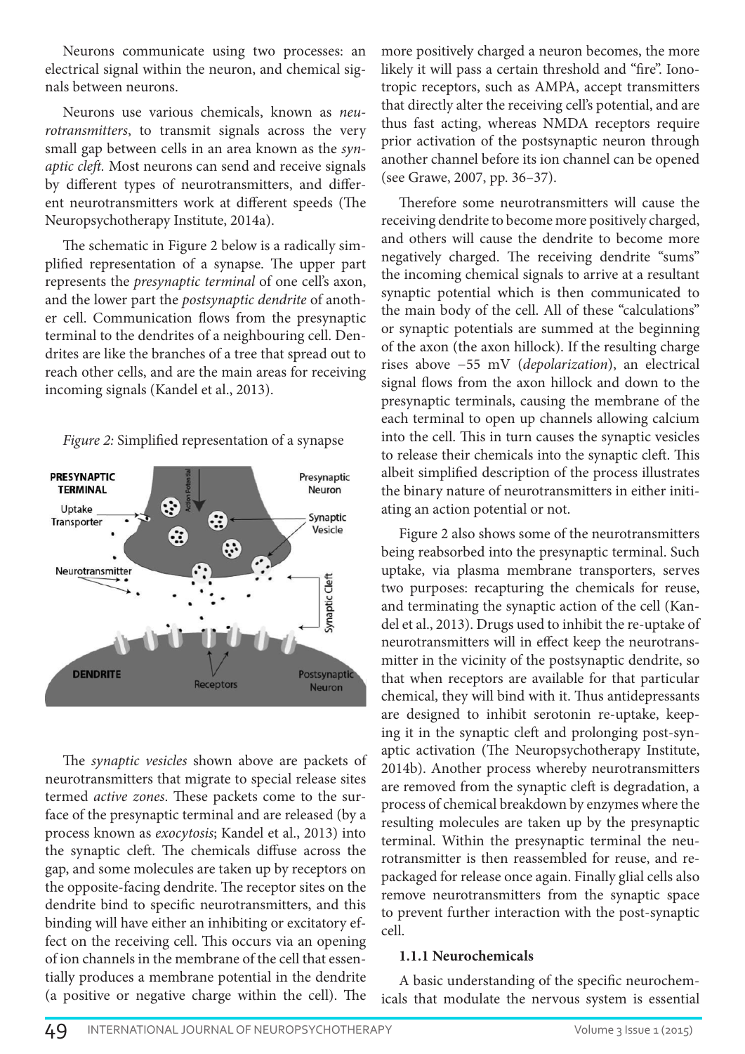Neurons communicate using two processes: an electrical signal within the neuron, and chemical signals between neurons.

Neurons use various chemicals, known as *neurotransmitters*, to transmit signals across the very small gap between cells in an area known as the *synaptic cleft.* Most neurons can send and receive signals by different types of neurotransmitters, and different neurotransmitters work at different speeds (The Neuropsychotherapy Institute, 2014a).

The schematic in Figure 2 below is a radically simplified representation of a synapse. The upper part represents the *presynaptic terminal* of one cell's axon, and the lower part the *postsynaptic dendrite* of another cell. Communication flows from the presynaptic terminal to the dendrites of a neighbouring cell. Dendrites are like the branches of a tree that spread out to reach other cells, and are the main areas for receiving incoming signals (Kandel et al., 2013).

*Figure 2:* Simplified representation of a synapse

The *synaptic vesicles* shown above are packets of neurotransmitters that migrate to special release sites termed *active zones*. These packets come to the surface of the presynaptic terminal and are released (by a process known as *exocytosis*; Kandel et al., 2013) into the synaptic cleft. The chemicals diffuse across the gap, and some molecules are taken up by receptors on the opposite-facing dendrite. The receptor sites on the dendrite bind to specific neurotransmitters, and this binding will have either an inhibiting or excitatory effect on the receiving cell. This occurs via an opening of ion channels in the membrane of the cell that essentially produces a membrane potential in the dendrite (a positive or negative charge within the cell). The more positively charged a neuron becomes, the more likely it will pass a certain threshold and "fire". Ionotropic receptors, such as AMPA, accept transmitters that directly alter the receiving cell's potential, and are thus fast acting, whereas NMDA receptors require prior activation of the postsynaptic neuron through another channel before its ion channel can be opened (see Grawe, 2007, pp. 36–37).

Therefore some neurotransmitters will cause the receiving dendrite to become more positively charged, and others will cause the dendrite to become more negatively charged. The receiving dendrite "sums" the incoming chemical signals to arrive at a resultant synaptic potential which is then communicated to the main body of the cell. All of these "calculations" or synaptic potentials are summed at the beginning of the axon (the axon hillock). If the resulting charge rises above −55 mV (*depolarization*), an electrical signal flows from the axon hillock and down to the presynaptic terminals, causing the membrane of the each terminal to open up channels allowing calcium into the cell. This in turn causes the synaptic vesicles to release their chemicals into the synaptic cleft. This albeit simplified description of the process illustrates the binary nature of neurotransmitters in either initiating an action potential or not.

Figure 2 also shows some of the neurotransmitters being reabsorbed into the presynaptic terminal. Such uptake, via plasma membrane transporters, serves two purposes: recapturing the chemicals for reuse, and terminating the synaptic action of the cell (Kandel et al., 2013). Drugs used to inhibit the re-uptake of neurotransmitters will in effect keep the neurotransmitter in the vicinity of the postsynaptic dendrite, so that when receptors are available for that particular chemical, they will bind with it. Thus antidepressants are designed to inhibit serotonin re-uptake, keeping it in the synaptic cleft and prolonging post-synaptic activation (The Neuropsychotherapy Institute, 2014b). Another process whereby neurotransmitters are removed from the synaptic cleft is degradation, a process of chemical breakdown by enzymes where the resulting molecules are taken up by the presynaptic terminal. Within the presynaptic terminal the neurotransmitter is then reassembled for reuse, and repackaged for release once again. Finally glial cells also remove neurotransmitters from the synaptic space to prevent further interaction with the post-synaptic cell.

### 1.1.1 Neurochemicals

A basic understanding of the specific neurochemicals that modulate the nervous system is essential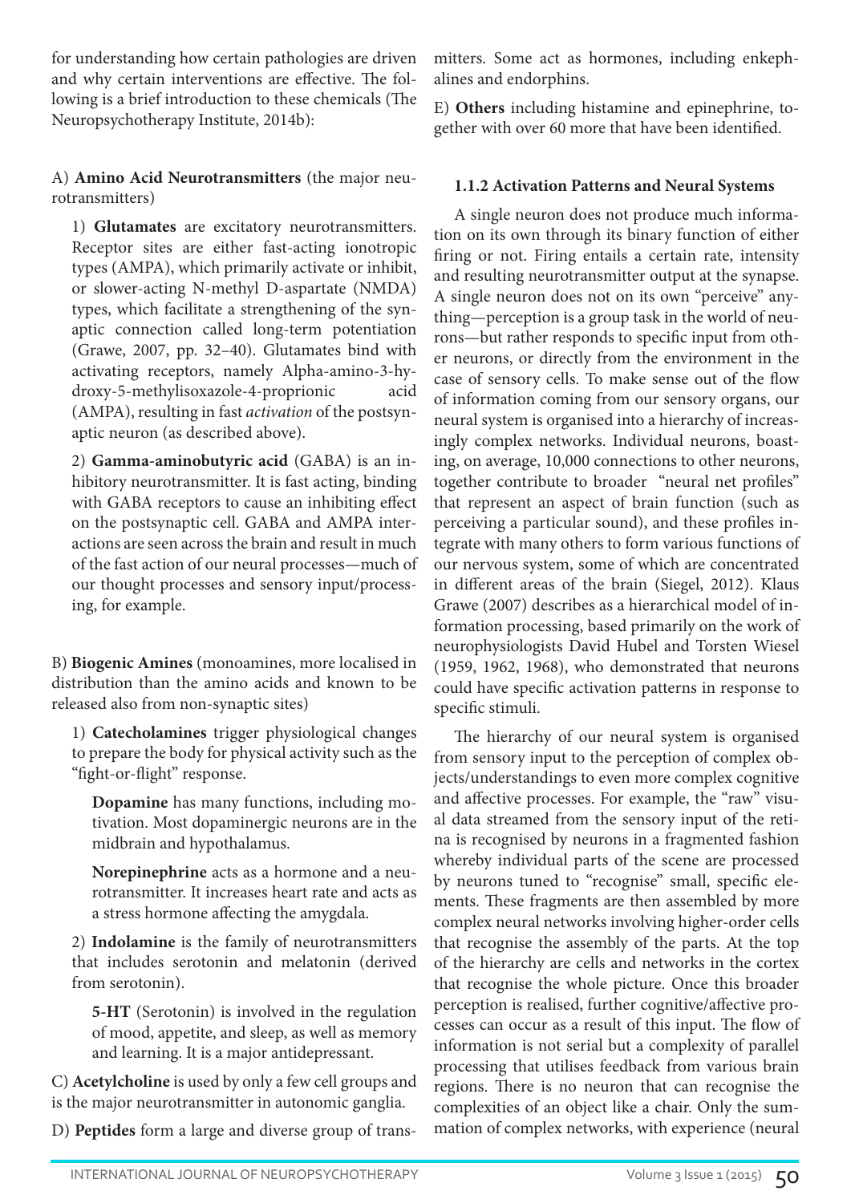for understanding how certain pathologies are driven and why certain interventions are effective. The following is a brief introduction to these chemicals (The Neuropsychotherapy Institute, 2014b):

A) **Amino Acid Neurotransmitters** (the major neurotransmitters)

1) **Glutamates** are excitatory neurotransmitters. Receptor sites are either fast-acting ionotropic types (AMPA), which primarily activate or inhibit, or slower-acting N-methyl D-aspartate (NMDA) types, which facilitate a strengthening of the synaptic connection called long-term potentiation (Grawe, 2007, pp. 32–40). Glutamates bind with activating receptors, namely Alpha-amino-3-hydroxy-5-methylisoxazole-4-proprionic acid (AMPA), resulting in fast *activation* of the postsynaptic neuron (as described above).

2) **Gamma-aminobutyric acid** (GABA) is an inhibitory neurotransmitter. It is fast acting, binding with GABA receptors to cause an inhibiting effect on the postsynaptic cell. GABA and AMPA interactions are seen across the brain and result in much of the fast action of our neural processes—much of our thought processes and sensory input/processing, for example.

B) **Biogenic Amines** (monoamines, more localised in distribution than the amino acids and known to be released also from non-synaptic sites)

1) **Catecholamines** trigger physiological changes to prepare the body for physical activity such as the "fight-or-flight" response.

**Dopamine** has many functions, including motivation. Most dopaminergic neurons are in the midbrain and hypothalamus.

**Norepinephrine** acts as a hormone and a neurotransmitter. It increases heart rate and acts as a stress hormone affecting the amygdala.

2) **Indolamine** is the family of neurotransmitters that includes serotonin and melatonin (derived from serotonin).

**5-HT** (Serotonin) is involved in the regulation of mood, appetite, and sleep, as well as memory and learning. It is a major antidepressant.

C) **Acetylcholine** is used by only a few cell groups and is the major neurotransmitter in autonomic ganglia.

D) **Peptides** form a large and diverse group of transmitters. Some act as hormones, including enkephalines and endorphins.

E) **Others** including histamine and epinephrine, together with over 60 more that have been identified.

### 1.1.2 Activation Patterns and Neural Systems

A single neuron does not produce much information on its own through its binary function of either firing or not. Firing entails a certain rate, intensity and resulting neurotransmitter output at the synapse. A single neuron does not on its own "perceive" anything—perception is a group task in the world of neurons—but rather responds to specific input from other neurons, or directly from the environment in the case of sensory cells. To make sense out of the flow of information coming from our sensory organs, our neural system is organised into a hierarchy of increasingly complex networks. Individual neurons, boasting, on average, 10,000 connections to other neurons, together contribute to broader "neural net profiles" that represent an aspect of brain function (such as perceiving a particular sound), and these profiles integrate with many others to form various functions of our nervous system, some of which are concentrated in different areas of the brain (Siegel, 2012). Klaus Grawe (2007) describes as a hierarchical model of information processing, based primarily on the work of neurophysiologists David Hubel and Torsten Wiesel (1959, 1962, 1968), who demonstrated that neurons could have specific activation patterns in response to specific stimuli.

The hierarchy of our neural system is organised from sensory input to the perception of complex objects/understandings to even more complex cognitive and affective processes. For example, the "raw" visual data streamed from the sensory input of the retina is recognised by neurons in a fragmented fashion whereby individual parts of the scene are processed by neurons tuned to "recognise" small, specific elements. These fragments are then assembled by more complex neural networks involving higher-order cells that recognise the assembly of the parts. At the top of the hierarchy are cells and networks in the cortex that recognise the whole picture. Once this broader perception is realised, further cognitive/affective processes can occur as a result of this input. The flow of information is not serial but a complexity of parallel processing that utilises feedback from various brain regions. There is no neuron that can recognise the complexities of an object like a chair. Only the summation of complex networks, with experience (neural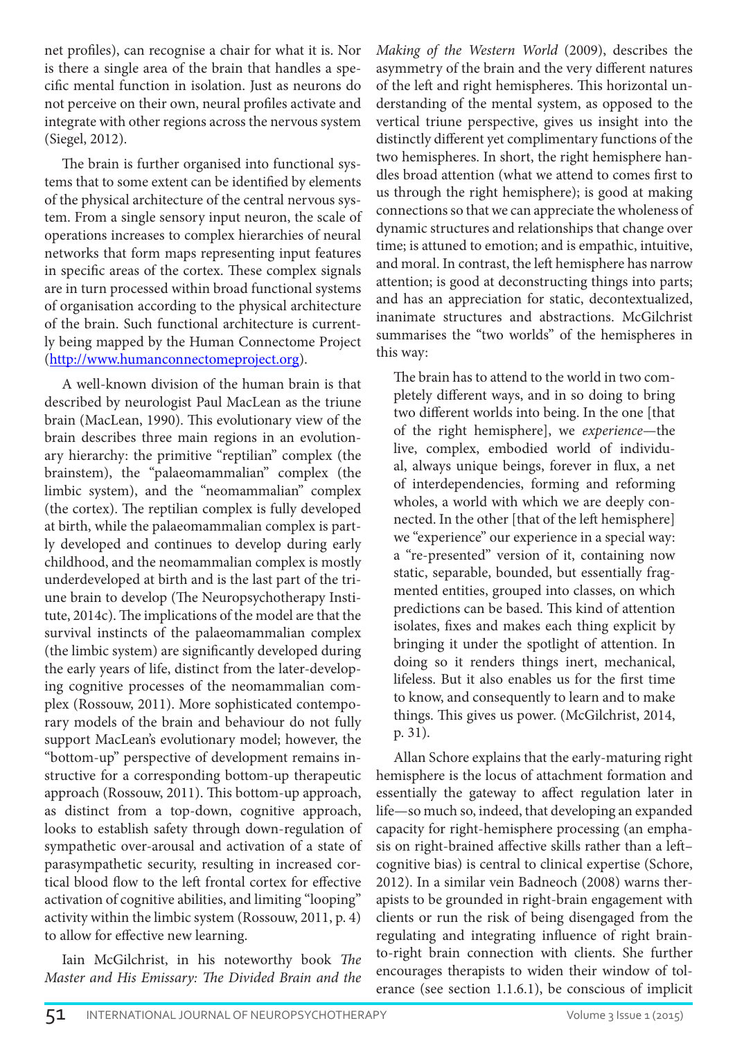net profiles), can recognise a chair for what it is. Nor is there a single area of the brain that handles a specific mental function in isolation. Just as neurons do not perceive on their own, neural profiles activate and integrate with other regions across the nervous system (Siegel, 2012).

The brain is further organised into functional systems that to some extent can be identified by elements of the physical architecture of the central nervous system. From a single sensory input neuron, the scale of operations increases to complex hierarchies of neural networks that form maps representing input features in specific areas of the cortex. These complex signals are in turn processed within broad functional systems of organisation according to the physical architecture of the brain. Such functional architecture is currently being mapped by the Human Connectome Project (http://www.humanconnectomeproject.org).

A well-known division of the human brain is that described by neurologist Paul MacLean as the triune brain (MacLean, 1990). This evolutionary view of the brain describes three main regions in an evolutionary hierarchy: the primitive "reptilian" complex (the brainstem), the "palaeomammalian" complex (the limbic system), and the "neomammalian" complex (the cortex). The reptilian complex is fully developed at birth, while the palaeomammalian complex is partly developed and continues to develop during early childhood, and the neomammalian complex is mostly underdeveloped at birth and is the last part of the triune brain to develop (The Neuropsychotherapy Institute, 2014c). The implications of the model are that the survival instincts of the palaeomammalian complex (the limbic system) are significantly developed during the early years of life, distinct from the later-developing cognitive processes of the neomammalian complex (Rossouw, 2011). More sophisticated contemporary models of the brain and behaviour do not fully support MacLean's evolutionary model; however, the "bottom-up" perspective of development remains instructive for a corresponding bottom-up therapeutic approach (Rossouw, 2011). This bottom-up approach, as distinct from a top-down, cognitive approach, looks to establish safety through down-regulation of sympathetic over-arousal and activation of a state of parasympathetic security, resulting in increased cortical blood flow to the left frontal cortex for effective activation of cognitive abilities, and limiting "looping" activity within the limbic system (Rossouw, 2011, p. 4) to allow for effective new learning.

Iain McGilchrist, in his noteworthy book *The Master and His Emissary: The Divided Brain and the Making of the Western World* (2009), describes the asymmetry of the brain and the very different natures of the left and right hemispheres. This horizontal understanding of the mental system, as opposed to the vertical triune perspective, gives us insight into the distinctly different yet complimentary functions of the two hemispheres. In short, the right hemisphere handles broad attention (what we attend to comes first to us through the right hemisphere); is good at making connections so that we can appreciate the wholeness of dynamic structures and relationships that change over time; is attuned to emotion; and is empathic, intuitive, and moral. In contrast, the left hemisphere has narrow attention; is good at deconstructing things into parts; and has an appreciation for static, decontextualized, inanimate structures and abstractions. McGilchrist summarises the "two worlds" of the hemispheres in this way:

> The brain has to attend to the world in two completely different ways, and in so doing to bring two different worlds into being. In the one [that of the right hemisphere], we *experience*—the live, complex, embodied world of individual, always unique beings, forever in flux, a net of interdependencies, forming and reforming wholes, a world with which we are deeply connected. In the other [that of the left hemisphere] we "experience" our experience in a special way: a "re-presented" version of it, containing now static, separable, bounded, but essentially fragmented entities, grouped into classes, on which predictions can be based. This kind of attention isolates, fixes and makes each thing explicit by bringing it under the spotlight of attention. In doing so it renders things inert, mechanical, lifeless. But it also enables us for the first time to know, and consequently to learn and to make things. This gives us power. (McGilchrist, 2014, p. 31).

Allan Schore explains that the early-maturing right hemisphere is the locus of attachment formation and essentially the gateway to affect regulation later in life—so much so, indeed, that developing an expanded capacity for right-hemisphere processing (an emphasis on right-brained affective skills rather than a left–cognitive bias) is central to clinical expertise (Schore, 2012). In a similar vein Badneoch (2008) warns therapists to be grounded in right-brain engagement with clients or run the risk of being disengaged from the regulating and integrating influence of right brain-to-right brain connection with clients. She further encourages therapists to widen their window of tolerance (see section 1.1.6.1), be conscious of implicit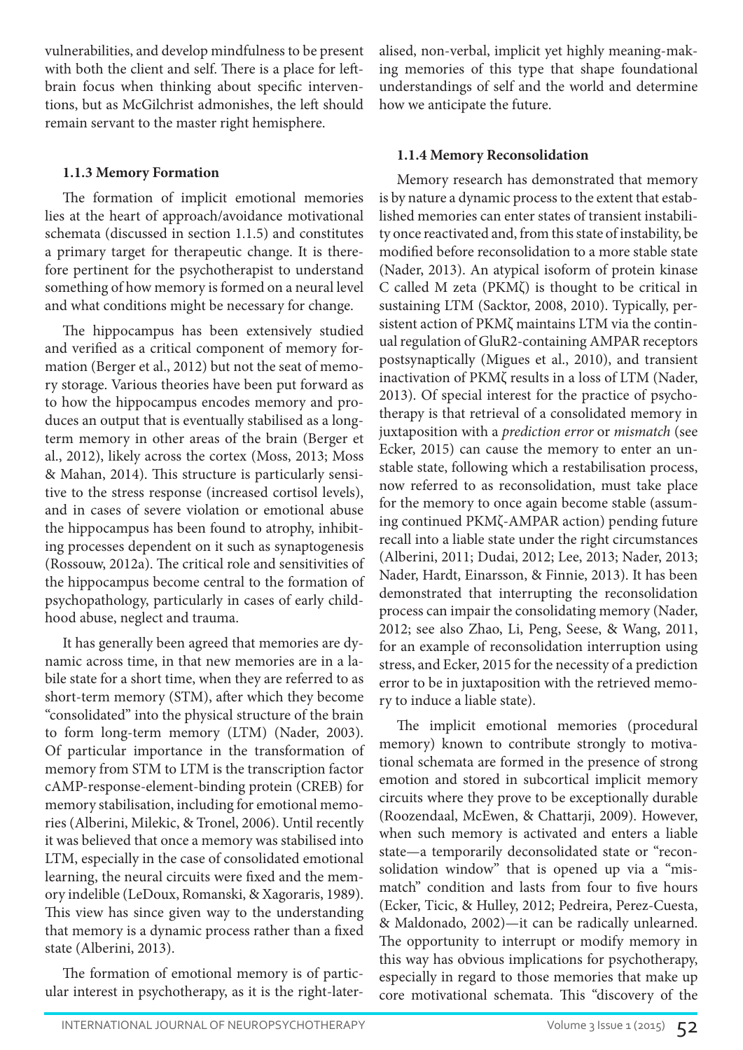vulnerabilities, and develop mindfulness to be present with both the client and self. There is a place for left-brain focus when thinking about specific interventions, but as McGilchrist admonishes, the left should remain servant to the master right hemisphere.

### 1.1.3 Memory Formation

The formation of implicit emotional memories lies at the heart of approach/avoidance motivational schemata (discussed in section 1.1.5) and constitutes a primary target for therapeutic change. It is therefore pertinent for the psychotherapist to understand something of how memory is formed on a neural level and what conditions might be necessary for change.

The hippocampus has been extensively studied and verified as a critical component of memory formation (Berger et al., 2012) but not the seat of memory storage. Various theories have been put forward as to how the hippocampus encodes memory and produces an output that is eventually stabilised as a long-term memory in other areas of the brain (Berger et al., 2012), likely across the cortex (Moss, 2013; Moss & Mahan, 2014). This structure is particularly sensitive to the stress response (increased cortisol levels), and in cases of severe violation or emotional abuse the hippocampus has been found to atrophy, inhibiting processes dependent on it such as synaptogenesis (Rossouw, 2012a). The critical role and sensitivities of the hippocampus become central to the formation of psychopathology, particularly in cases of early childhood abuse, neglect and trauma.

It has generally been agreed that memories are dynamic across time, in that new memories are in a labile state for a short time, when they are referred to as short-term memory (STM), after which they become "consolidated" into the physical structure of the brain to form long-term memory (LTM) (Nader, 2003). Of particular importance in the transformation of memory from STM to LTM is the transcription factor cAMP-response-element-binding protein (CREB) for memory stabilisation, including for emotional memories (Alberini, Milekic, & Tronel, 2006). Until recently it was believed that once a memory was stabilised into LTM, especially in the case of consolidated emotional learning, the neural circuits were fixed and the memory indelible (LeDoux, Romanski, & Xagoraris, 1989). This view has since given way to the understanding that memory is a dynamic process rather than a fixed state (Alberini, 2013).

The formation of emotional memory is of particular interest in psychotherapy, as it is the right-lateralised, non-verbal, implicit yet highly meaning-making memories of this type that shape foundational understandings of self and the world and determine how we anticipate the future.

### 1.1.4 Memory Reconsolidation

Memory research has demonstrated that memory is by nature a dynamic process to the extent that established memories can enter states of transient instability once reactivated and, from this state of instability, be modified before reconsolidation to a more stable state (Nader, 2013). An atypical isoform of protein kinase C called M zeta (PKMζ) is thought to be critical in sustaining LTM (Sacktor, 2008, 2010). Typically, persistent action of PKMζ maintains LTM via the continual regulation of GluR2-containing AMPAR receptors postsynaptically (Migues et al., 2010), and transient inactivation of PKMζ results in a loss of LTM (Nader, 2013). Of special interest for the practice of psychotherapy is that retrieval of a consolidated memory in juxtaposition with a *prediction error* or *mismatch* (see Ecker, 2015) can cause the memory to enter an unstable state, following which a restabilisation process, now referred to as reconsolidation, must take place for the memory to once again become stable (assuming continued PKMζ-AMPAR action) pending future recall into a liable state under the right circumstances (Alberini, 2011; Dudai, 2012; Lee, 2013; Nader, 2013; Nader, Hardt, Einarsson, & Finnie, 2013). It has been demonstrated that interrupting the reconsolidation process can impair the consolidating memory (Nader, 2012; see also Zhao, Li, Peng, Seese, & Wang, 2011, for an example of reconsolidation interruption using stress, and Ecker, 2015 for the necessity of a prediction error to be in juxtaposition with the retrieved memory to induce a liable state).

The implicit emotional memories (procedural memory) known to contribute strongly to motivational schemata are formed in the presence of strong emotion and stored in subcortical implicit memory circuits where they prove to be exceptionally durable (Roozendaal, McEwen, & Chattarji, 2009). However, when such memory is activated and enters a liable state—a temporarily deconsolidated state or "reconsolidation window" that is opened up via a "mismatch" condition and lasts from four to five hours (Ecker, Ticic, & Hulley, 2012; Pedreira, Perez-Cuesta, & Maldonado, 2002)—it can be radically unlearned. The opportunity to interrupt or modify memory in this way has obvious implications for psychotherapy, especially in regard to those memories that make up core motivational schemata. This "discovery of the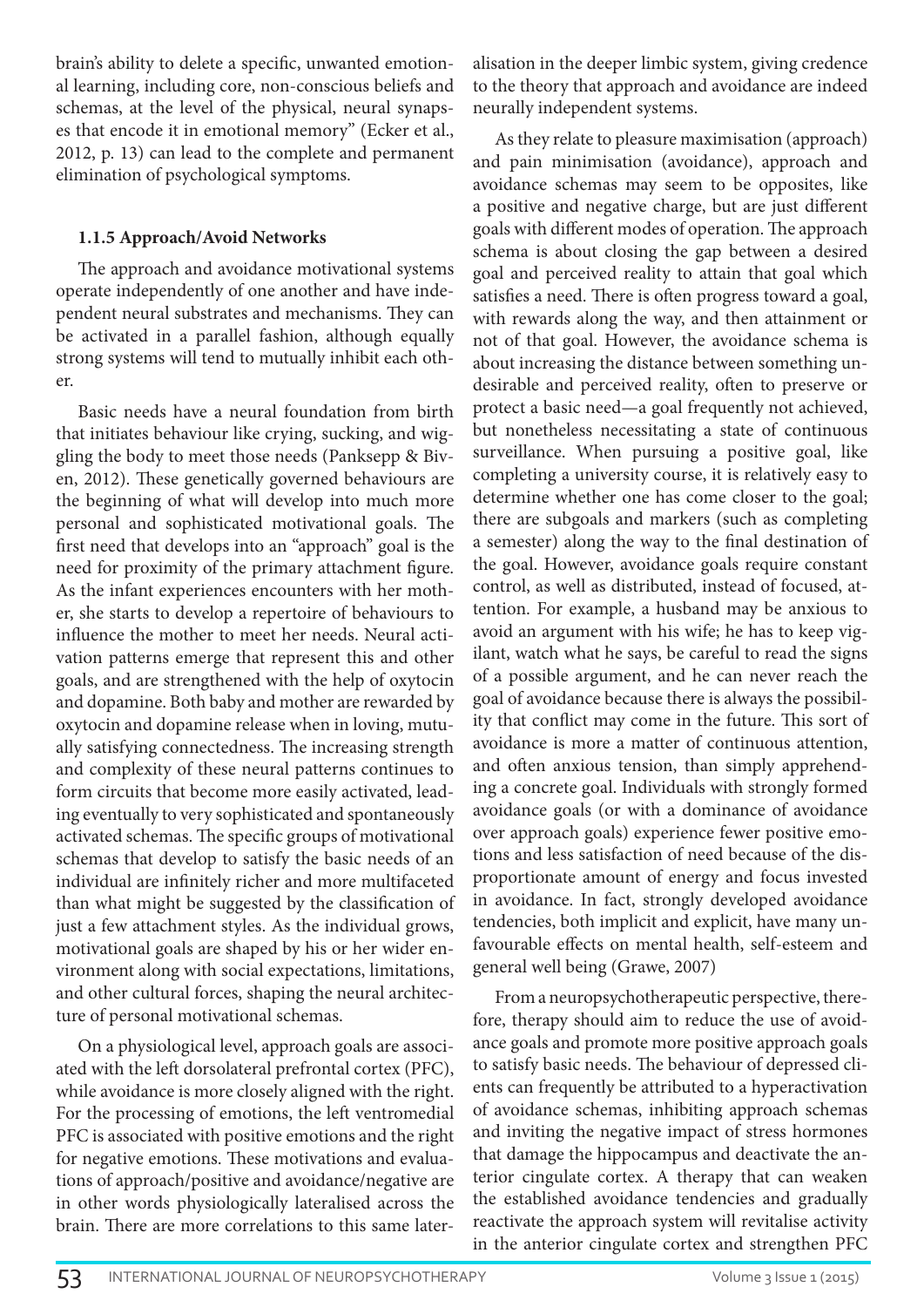brain's ability to delete a specific, unwanted emotional learning, including core, non-conscious beliefs and schemas, at the level of the physical, neural synapses that encode it in emotional memory" (Ecker et al., 2012, p. 13) can lead to the complete and permanent elimination of psychological symptoms.

### 1.1.5 Approach/Avoid Networks

The approach and avoidance motivational systems operate independently of one another and have independent neural substrates and mechanisms. They can be activated in a parallel fashion, although equally strong systems will tend to mutually inhibit each other.

Basic needs have a neural foundation from birth that initiates behaviour like crying, sucking, and wiggling the body to meet those needs (Panksepp & Biven, 2012). These genetically governed behaviours are the beginning of what will develop into much more personal and sophisticated motivational goals. The first need that develops into an "approach" goal is the need for proximity of the primary attachment figure. As the infant experiences encounters with her mother, she starts to develop a repertoire of behaviours to influence the mother to meet her needs. Neural activation patterns emerge that represent this and other goals, and are strengthened with the help of oxytocin and dopamine. Both baby and mother are rewarded by oxytocin and dopamine release when in loving, mutually satisfying connectedness. The increasing strength and complexity of these neural patterns continues to form circuits that become more easily activated, leading eventually to very sophisticated and spontaneously activated schemas. The specific groups of motivational schemas that develop to satisfy the basic needs of an individual are infinitely richer and more multifaceted than what might be suggested by the classification of just a few attachment styles. As the individual grows, motivational goals are shaped by his or her wider environment along with social expectations, limitations, and other cultural forces, shaping the neural architecture of personal motivational schemas.

On a physiological level, approach goals are associated with the left dorsolateral prefrontal cortex (PFC), while avoidance is more closely aligned with the right. For the processing of emotions, the left ventromedial PFC is associated with positive emotions and the right for negative emotions. These motivations and evaluations of approach/positive and avoidance/negative are in other words physiologically lateralised across the brain. There are more correlations to this same lateralisation in the deeper limbic system, giving credence to the theory that approach and avoidance are indeed neurally independent systems.

As they relate to pleasure maximisation (approach) and pain minimisation (avoidance), approach and avoidance schemas may seem to be opposites, like a positive and negative charge, but are just different goals with different modes of operation. The approach schema is about closing the gap between a desired goal and perceived reality to attain that goal which satisfies a need. There is often progress toward a goal, with rewards along the way, and then attainment or not of that goal. However, the avoidance schema is about increasing the distance between something undesirable and perceived reality, often to preserve or protect a basic need—a goal frequently not achieved, but nonetheless necessitating a state of continuous surveillance. When pursuing a positive goal, like completing a university course, it is relatively easy to determine whether one has come closer to the goal; there are subgoals and markers (such as completing a semester) along the way to the final destination of the goal. However, avoidance goals require constant control, as well as distributed, instead of focused, attention. For example, a husband may be anxious to avoid an argument with his wife; he has to keep vigilant, watch what he says, be careful to read the signs of a possible argument, and he can never reach the goal of avoidance because there is always the possibility that conflict may come in the future. This sort of avoidance is more a matter of continuous attention, and often anxious tension, than simply apprehending a concrete goal. Individuals with strongly formed avoidance goals (or with a dominance of avoidance over approach goals) experience fewer positive emotions and less satisfaction of need because of the disproportionate amount of energy and focus invested in avoidance. In fact, strongly developed avoidance tendencies, both implicit and explicit, have many unfavourable effects on mental health, self-esteem and general well being (Grawe, 2007)

From a neuropsychotherapeutic perspective, therefore, therapy should aim to reduce the use of avoidance goals and promote more positive approach goals to satisfy basic needs. The behaviour of depressed clients can frequently be attributed to a hyperactivation of avoidance schemas, inhibiting approach schemas and inviting the negative impact of stress hormones that damage the hippocampus and deactivate the anterior cingulate cortex. A therapy that can weaken the established avoidance tendencies and gradually reactivate the approach system will revitalise activity in the anterior cingulate cortex and strengthen PFC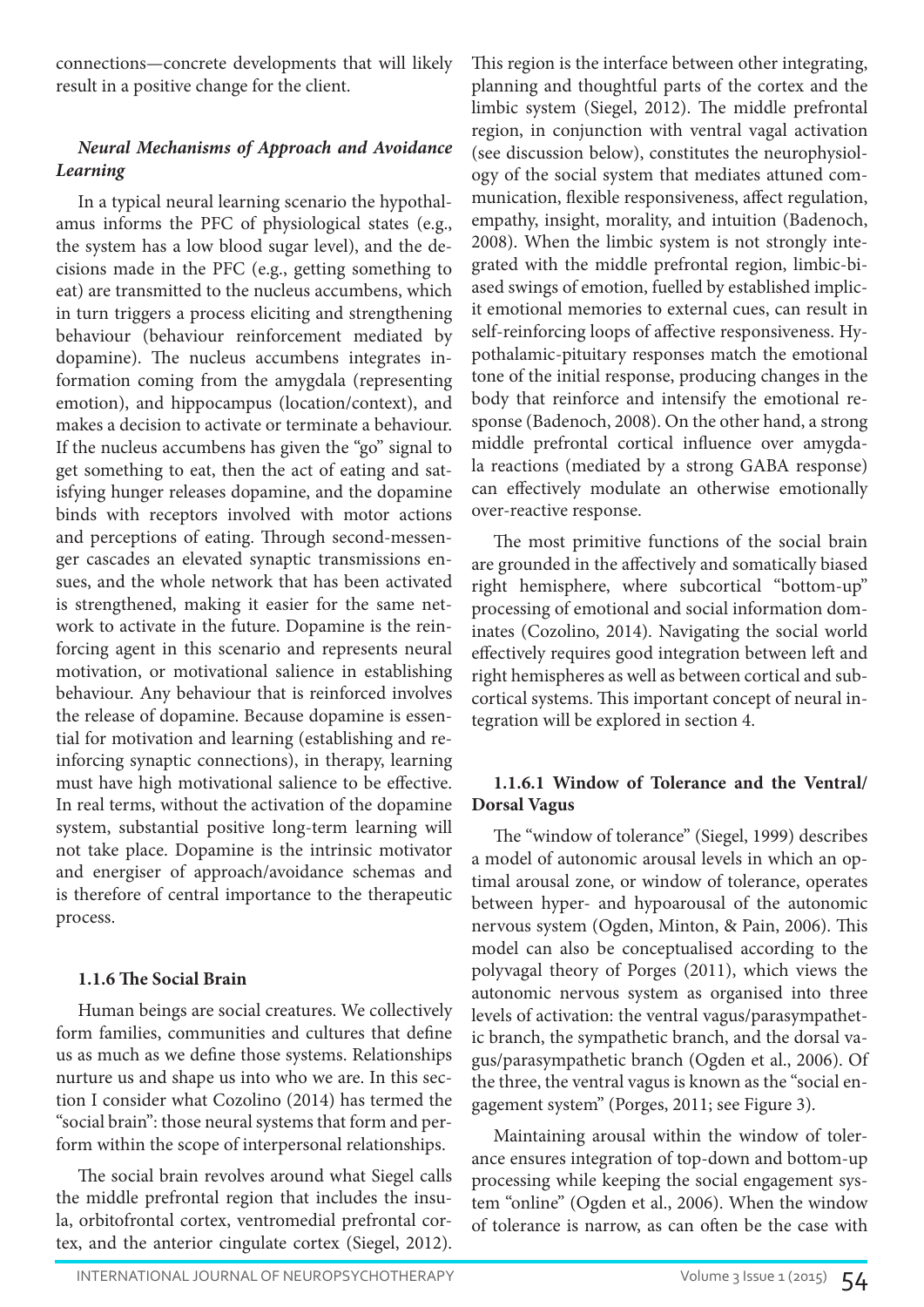connections—concrete developments that will likely result in a positive change for the client.

***Neural Mechanisms of Approach and Avoidance Learning***

In a typical neural learning scenario the hypothalamus informs the PFC of physiological states (e.g., the system has a low blood sugar level), and the decisions made in the PFC (e.g., getting something to eat) are transmitted to the nucleus accumbens, which in turn triggers a process eliciting and strengthening behaviour (behaviour reinforcement mediated by dopamine). The nucleus accumbens integrates information coming from the amygdala (representing emotion), and hippocampus (location/context), and makes a decision to activate or terminate a behaviour. If the nucleus accumbens has given the "go" signal to get something to eat, then the act of eating and satisfying hunger releases dopamine, and the dopamine binds with receptors involved with motor actions and perceptions of eating. Through second-messenger cascades an elevated synaptic transmissions ensues, and the whole network that has been activated is strengthened, making it easier for the same network to activate in the future. Dopamine is the reinforcing agent in this scenario and represents neural motivation, or motivational salience in establishing behaviour. Any behaviour that is reinforced involves the release of dopamine. Because dopamine is essential for motivation and learning (establishing and reinforcing synaptic connections), in therapy, learning must have high motivational salience to be effective. In real terms, without the activation of the dopamine system, substantial positive long-term learning will not take place. Dopamine is the intrinsic motivator and energiser of approach/avoidance schemas and is therefore of central importance to the therapeutic process.

#### 1.1.6 The Social Brain

Human beings are social creatures. We collectively form families, communities and cultures that define us as much as we define those systems. Relationships nurture us and shape us into who we are. In this section I consider what Cozolino (2014) has termed the "social brain": those neural systems that form and perform within the scope of interpersonal relationships.

The social brain revolves around what Siegel calls the middle prefrontal region that includes the insula, orbitofrontal cortex, ventromedial prefrontal cortex, and the anterior cingulate cortex (Siegel, 2012). This region is the interface between other integrating, planning and thoughtful parts of the cortex and the limbic system (Siegel, 2012). The middle prefrontal region, in conjunction with ventral vagal activation (see discussion below), constitutes the neurophysiology of the social system that mediates attuned communication, flexible responsiveness, affect regulation, empathy, insight, morality, and intuition (Badenoch, 2008). When the limbic system is not strongly integrated with the middle prefrontal region, limbic-biased swings of emotion, fuelled by established implicit emotional memories to external cues, can result in self-reinforcing loops of affective responsiveness. Hypothalamic-pituitary responses match the emotional tone of the initial response, producing changes in the body that reinforce and intensify the emotional response (Badenoch, 2008). On the other hand, a strong middle prefrontal cortical influence over amygdala reactions (mediated by a strong GABA response) can effectively modulate an otherwise emotionally over-reactive response.

The most primitive functions of the social brain are grounded in the affectively and somatically biased right hemisphere, where subcortical "bottom-up" processing of emotional and social information dominates (Cozolino, 2014). Navigating the social world effectively requires good integration between left and right hemispheres as well as between cortical and subcortical systems. This important concept of neural integration will be explored in section 4.

##### 1.1.6.1 Window of Tolerance and the Ventral/Dorsal Vagus

The "window of tolerance" (Siegel, 1999) describes a model of autonomic arousal levels in which an optimal arousal zone, or window of tolerance, operates between hyper- and hypoarousal of the autonomic nervous system (Ogden, Minton, & Pain, 2006). This model can also be conceptualised according to the polyvagal theory of Porges (2011), which views the autonomic nervous system as organised into three levels of activation: the ventral vagus/parasympathetic branch, the sympathetic branch, and the dorsal vagus/parasympathetic branch (Ogden et al., 2006). Of the three, the ventral vagus is known as the "social engagement system" (Porges, 2011; see Figure 3).

Maintaining arousal within the window of tolerance ensures integration of top-down and bottom-up processing while keeping the social engagement system "online" (Ogden et al., 2006). When the window of tolerance is narrow, as can often be the case with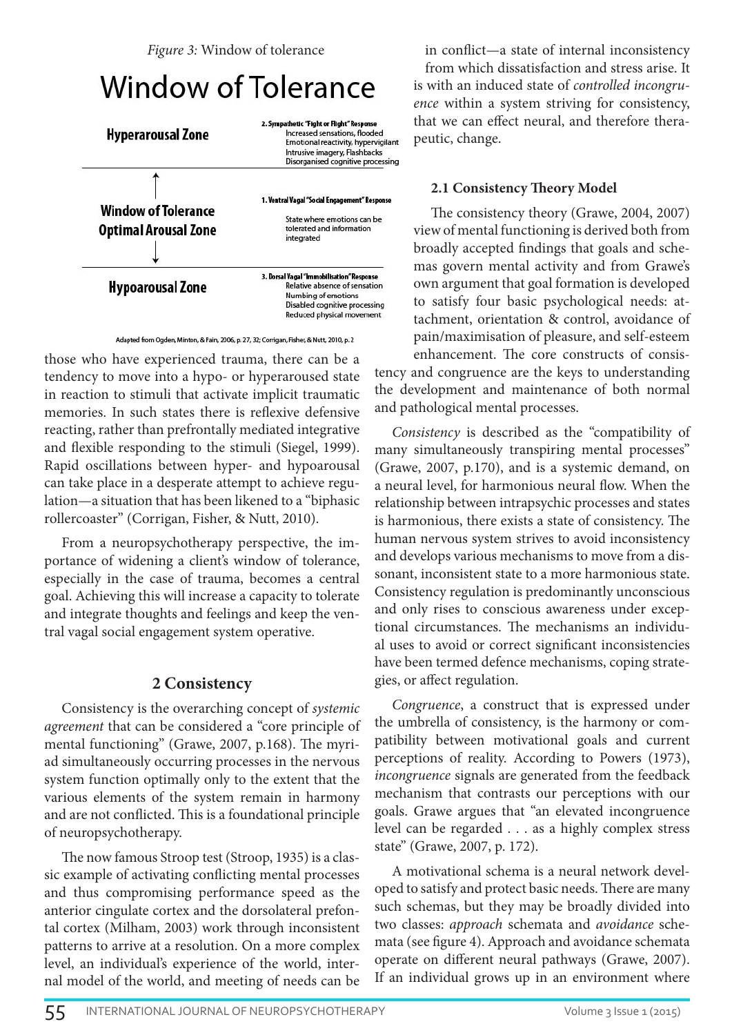*Figure 3:* Window of tolerance

| Window of Tolerance | |
|---|---|
| **Hyperarousal Zone** | **2. Sympathetic "Fight or Flight" Response** Increased sensations, flooded Emotional reactivity, hypervigilant Intrusive imagery, Flashbacks Disorganised cognitive processing |
| **Window of Tolerance Optimal Arousal Zone** | **1. Ventral Vagal "Social Engagement" Response** State where emotions can be tolerated and information integrated |
| **Hypoarousal Zone** | **3. Dorsal Vagal "Immobilisation" Response** Relative absence of sensation Numbing of emotions Disabled cognitive processing Reduced physical movement |

Adapted from Ogden, Minton, & Pain, 2006, p. 27, 32; Corrigan, Fisher, & Nutt, 2010, p. 2

those who have experienced trauma, there can be a tendency to move into a hypo- or hyperaroused state in reaction to stimuli that activate implicit traumatic memories. In such states there is reflexive defensive reacting, rather than prefrontally mediated integrative and flexible responding to the stimuli (Siegel, 1999). Rapid oscillations between hyper- and hypoarousal can take place in a desperate attempt to achieve regulation—a situation that has been likened to a "biphasic rollercoaster" (Corrigan, Fisher, & Nutt, 2010).

From a neuropsychotherapy perspective, the importance of widening a client's window of tolerance, especially in the case of trauma, becomes a central goal. Achieving this will increase a capacity to tolerate and integrate thoughts and feelings and keep the ventral vagal social engagement system operative.

## 2 Consistency

Consistency is the overarching concept of *systemic agreement* that can be considered a "core principle of mental functioning" (Grawe, 2007, p.168). The myriad simultaneously occurring processes in the nervous system function optimally only to the extent that the various elements of the system remain in harmony and are not conflicted. This is a foundational principle of neuropsychotherapy.

The now famous Stroop test (Stroop, 1935) is a classic example of activating conflicting mental processes and thus compromising performance speed as the anterior cingulate cortex and the dorsolateral prefontal cortex (Milham, 2003) work through inconsistent patterns to arrive at a resolution. On a more complex level, an individual's experience of the world, internal model of the world, and meeting of needs can be in conflict—a state of internal inconsistency from which dissatisfaction and stress arise. It is with an induced state of *controlled incongruence* within a system striving for consistency, that we can effect neural, and therefore therapeutic, change.

### 2.1 Consistency Theory Model

The consistency theory (Grawe, 2004, 2007) view of mental functioning is derived both from broadly accepted findings that goals and schemas govern mental activity and from Grawe's own argument that goal formation is developed to satisfy four basic psychological needs: attachment, orientation & control, avoidance of pain/maximisation of pleasure, and self-esteem enhancement. The core constructs of consistency and congruence are the keys to understanding the development and maintenance of both normal and pathological mental processes.

*Consistency* is described as the "compatibility of many simultaneously transpiring mental processes" (Grawe, 2007, p.170), and is a systemic demand, on a neural level, for harmonious neural flow. When the relationship between intrapsychic processes and states is harmonious, there exists a state of consistency. The human nervous system strives to avoid inconsistency and develops various mechanisms to move from a dissonant, inconsistent state to a more harmonious state. Consistency regulation is predominantly unconscious and only rises to conscious awareness under exceptional circumstances. The mechanisms an individual uses to avoid or correct significant inconsistencies have been termed defence mechanisms, coping strategies, or affect regulation.

*Congruence*, a construct that is expressed under the umbrella of consistency, is the harmony or compatibility between motivational goals and current perceptions of reality. According to Powers (1973), *incongruence* signals are generated from the feedback mechanism that contrasts our perceptions with our goals. Grawe argues that "an elevated incongruence level can be regarded . . . as a highly complex stress state" (Grawe, 2007, p. 172).

A motivational schema is a neural network developed to satisfy and protect basic needs. There are many such schemas, but they may be broadly divided into two classes: *approach* schemata and *avoidance* schemata (see figure 4). Approach and avoidance schemata operate on different neural pathways (Grawe, 2007). If an individual grows up in an environment where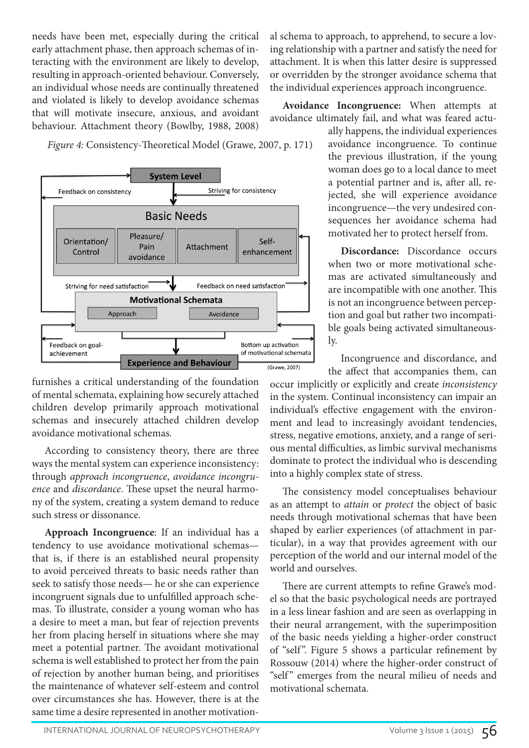needs have been met, especially during the critical early attachment phase, then approach schemas of interacting with the environment are likely to develop, resulting in approach-oriented behaviour. Conversely, an individual whose needs are continually threatened and violated is likely to develop avoidance schemas that will motivate insecure, anxious, and avoidant behaviour. Attachment theory (Bowlby, 1988, 2008) furnishes a critical understanding of the foundation of mental schemata, explaining how securely attached children develop primarily approach motivational schemas and insecurely attached children develop avoidance motivational schemas.

*Figure 4:* Consistency-Theoretical Model (Grawe, 2007, p. 171)

According to consistency theory, there are three ways the mental system can experience inconsistency: through *approach incongruence*, *avoidance incongruence* and *discordance*. These upset the neural harmony of the system, creating a system demand to reduce such stress or dissonance.

**Approach Incongruence**: If an individual has a tendency to use avoidance motivational schemas—that is, if there is an established neural propensity to avoid perceived threats to basic needs rather than seek to satisfy those needs— he or she can experience incongruent signals due to unfulfilled approach schemas. To illustrate, consider a young woman who has a desire to meet a man, but fear of rejection prevents her from placing herself in situations where she may meet a potential partner. The avoidant motivational schema is well established to protect her from the pain of rejection by another human being, and prioritises the maintenance of whatever self-esteem and control over circumstances she has. However, there is at the same time a desire represented in another motivational schema to approach, to apprehend, to secure a loving relationship with a partner and satisfy the need for attachment. It is when this latter desire is suppressed or overridden by the stronger avoidance schema that the individual experiences approach incongruence.

**Avoidance Incongruence:** When attempts at avoidance ultimately fail, and what was feared actually happens, the individual experiences avoidance incongruence. To continue the previous illustration, if the young woman does go to a local dance to meet a potential partner and is, after all, rejected, she will experience avoidance incongruence—the very undesired consequences her avoidance schema had motivated her to protect herself from.

**Discordance:** Discordance occurs when two or more motivational schemas are activated simultaneously and are incompatible with one another. This is not an incongruence between perception and goal but rather two incompatible goals being activated simultaneously.

Incongruence and discordance, and the affect that accompanies them, can occur implicitly or explicitly and create *inconsistency* in the system. Continual inconsistency can impair an individual's effective engagement with the environment and lead to increasingly avoidant tendencies, stress, negative emotions, anxiety, and a range of serious mental difficulties, as limbic survival mechanisms dominate to protect the individual who is descending into a highly complex state of stress.

The consistency model conceptualises behaviour as an attempt to *attain* or *protect* the object of basic needs through motivational schemas that have been shaped by earlier experiences (of attachment in particular), in a way that provides agreement with our perception of the world and our internal model of the world and ourselves.

There are current attempts to refine Grawe's model so that the basic psychological needs are portrayed in a less linear fashion and are seen as overlapping in their neural arrangement, with the superimposition of the basic needs yielding a higher-order construct of "self". Figure 5 shows a particular refinement by Rossouw (2014) where the higher-order construct of "self" emerges from the neural milieu of needs and motivational schemata.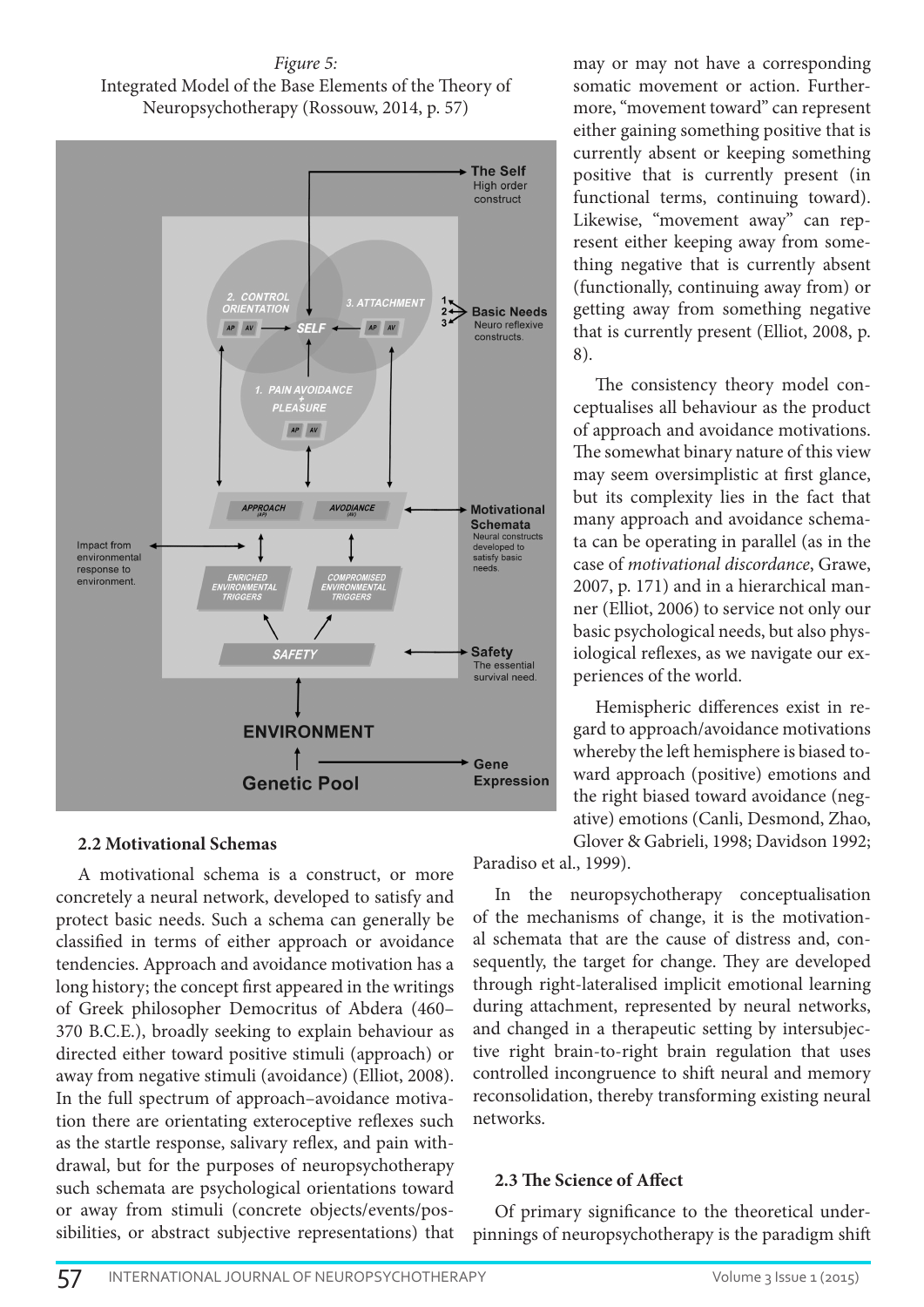*Figure 5:*
Integrated Model of the Base Elements of the Theory of Neuropsychotherapy (Rossouw, 2014, p. 57)

## 2.2 Motivational Schemas

A motivational schema is a construct, or more concretely a neural network, developed to satisfy and protect basic needs. Such a schema can generally be classified in terms of either approach or avoidance tendencies. Approach and avoidance motivation has a long history; the concept first appeared in the writings of Greek philosopher Democritus of Abdera (460–370 B.C.E.), broadly seeking to explain behaviour as directed either toward positive stimuli (approach) or away from negative stimuli (avoidance) (Elliot, 2008). In the full spectrum of approach–avoidance motivation there are orientating exteroceptive reflexes such as the startle response, salivary reflex, and pain withdrawal, but for the purposes of neuropsychotherapy such schemata are psychological orientations toward or away from stimuli (concrete objects/events/possibilities, or abstract subjective representations) that may or may not have a corresponding somatic movement or action. Furthermore, "movement toward" can represent either gaining something positive that is currently absent or keeping something positive that is currently present (in functional terms, continuing toward). Likewise, "movement away" can represent either keeping away from something negative that is currently absent (functionally, continuing away from) or getting away from something negative that is currently present (Elliot, 2008, p. 8).

The consistency theory model conceptualises all behaviour as the product of approach and avoidance motivations. The somewhat binary nature of this view may seem oversimplistic at first glance, but its complexity lies in the fact that many approach and avoidance schemata can be operating in parallel (as in the case of *motivational discordance*, Grawe, 2007, p. 171) and in a hierarchical manner (Elliot, 2006) to service not only our basic psychological needs, but also physiological reflexes, as we navigate our experiences of the world.

Hemispheric differences exist in regard to approach/avoidance motivations whereby the left hemisphere is biased toward approach (positive) emotions and the right biased toward avoidance (negative) emotions (Canli, Desmond, Zhao, Glover & Gabrieli, 1998; Davidson 1992; Paradiso et al., 1999).

In the neuropsychotherapy conceptualisation of the mechanisms of change, it is the motivational schemata that are the cause of distress and, consequently, the target for change. They are developed through right-lateralised implicit emotional learning during attachment, represented by neural networks, and changed in a therapeutic setting by intersubjective right brain-to-right brain regulation that uses controlled incongruence to shift neural and memory reconsolidation, thereby transforming existing neural networks.

## 2.3 The Science of Affect

Of primary significance to the theoretical underpinnings of neuropsychotherapy is the paradigm shift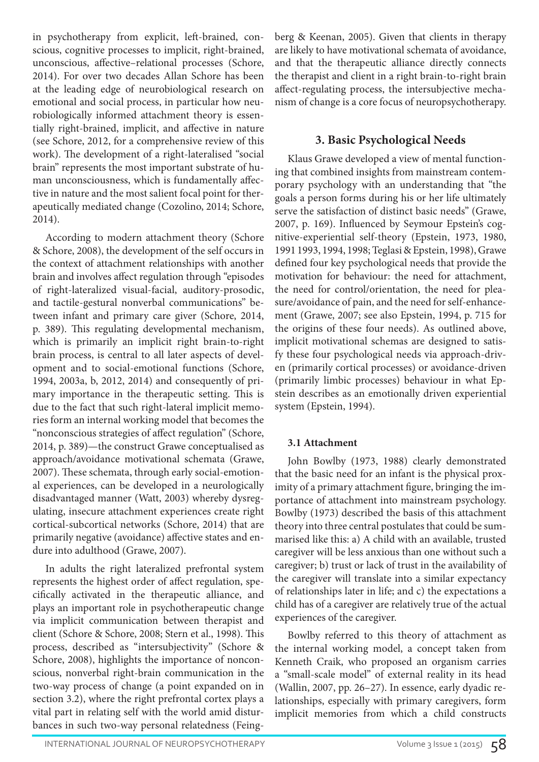in psychotherapy from explicit, left-brained, conscious, cognitive processes to implicit, right-brained, unconscious, affective–relational processes (Schore, 2014). For over two decades Allan Schore has been at the leading edge of neurobiological research on emotional and social process, in particular how neurobiologically informed attachment theory is essentially right-brained, implicit, and affective in nature (see Schore, 2012, for a comprehensive review of this work). The development of a right-lateralised "social brain" represents the most important substrate of human unconsciousness, which is fundamentally affective in nature and the most salient focal point for therapeutically mediated change (Cozolino, 2014; Schore, 2014).

According to modern attachment theory (Schore & Schore, 2008), the development of the self occurs in the context of attachment relationships with another brain and involves affect regulation through "episodes of right-lateralized visual-facial, auditory-prosodic, and tactile-gestural nonverbal communications" between infant and primary care giver (Schore, 2014, p. 389). This regulating developmental mechanism, which is primarily an implicit right brain-to-right brain process, is central to all later aspects of development and to social-emotional functions (Schore, 1994, 2003a, b, 2012, 2014) and consequently of primary importance in the therapeutic setting. This is due to the fact that such right-lateral implicit memories form an internal working model that becomes the "nonconscious strategies of affect regulation" (Schore, 2014, p. 389)—the construct Grawe conceptualised as approach/avoidance motivational schemata (Grawe, 2007). These schemata, through early social-emotional experiences, can be developed in a neurologically disadvantaged manner (Watt, 2003) whereby dysregulating, insecure attachment experiences create right cortical-subcortical networks (Schore, 2014) that are primarily negative (avoidance) affective states and endure into adulthood (Grawe, 2007).

In adults the right lateralized prefrontal system represents the highest order of affect regulation, specifically activated in the therapeutic alliance, and plays an important role in psychotherapeutic change via implicit communication between therapist and client (Schore & Schore, 2008; Stern et al., 1998). This process, described as "intersubjectivity" (Schore & Schore, 2008), highlights the importance of nonconscious, nonverbal right-brain communication in the two-way process of change (a point expanded on in section 3.2), where the right prefrontal cortex plays a vital part in relating self with the world amid disturbances in such two-way personal relatedness (Feingberg & Keenan, 2005). Given that clients in therapy are likely to have motivational schemata of avoidance, and that the therapeutic alliance directly connects the therapist and client in a right brain-to-right brain affect-regulating process, the intersubjective mechanism of change is a core focus of neuropsychotherapy.

## 3. Basic Psychological Needs

Klaus Grawe developed a view of mental functioning that combined insights from mainstream contemporary psychology with an understanding that "the goals a person forms during his or her life ultimately serve the satisfaction of distinct basic needs" (Grawe, 2007, p. 169). Influenced by Seymour Epstein's cognitive-experiential self-theory (Epstein, 1973, 1980, 1991 1993, 1994, 1998; Teglasi & Epstein, 1998), Grawe defined four key psychological needs that provide the motivation for behaviour: the need for attachment, the need for control/orientation, the need for pleasure/avoidance of pain, and the need for self-enhancement (Grawe, 2007; see also Epstein, 1994, p. 715 for the origins of these four needs). As outlined above, implicit motivational schemas are designed to satisfy these four psychological needs via approach-driven (primarily cortical processes) or avoidance-driven (primarily limbic processes) behaviour in what Epstein describes as an emotionally driven experiential system (Epstein, 1994).

### 3.1 Attachment

John Bowlby (1973, 1988) clearly demonstrated that the basic need for an infant is the physical proximity of a primary attachment figure, bringing the importance of attachment into mainstream psychology. Bowlby (1973) described the basis of this attachment theory into three central postulates that could be summarised like this: a) A child with an available, trusted caregiver will be less anxious than one without such a caregiver; b) trust or lack of trust in the availability of the caregiver will translate into a similar expectancy of relationships later in life; and c) the expectations a child has of a caregiver are relatively true of the actual experiences of the caregiver.

Bowlby referred to this theory of attachment as the internal working model, a concept taken from Kenneth Craik, who proposed an organism carries a "small-scale model" of external reality in its head (Wallin, 2007, pp. 26–27). In essence, early dyadic relationships, especially with primary caregivers, form implicit memories from which a child constructs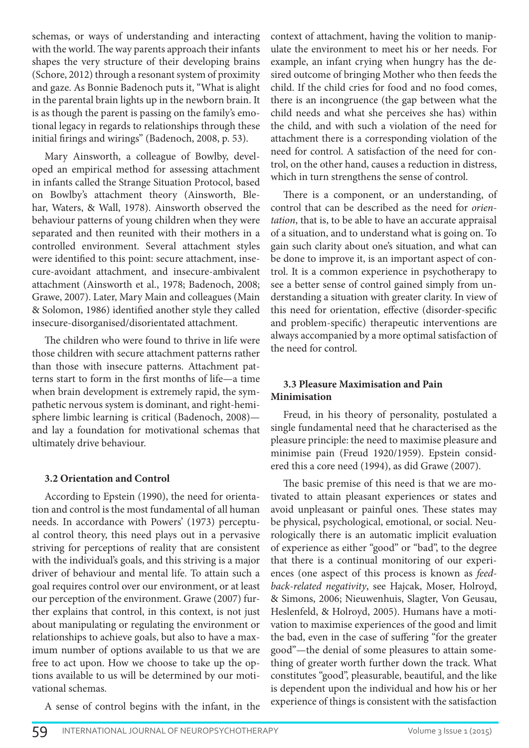schemas, or ways of understanding and interacting with the world. The way parents approach their infants shapes the very structure of their developing brains (Schore, 2012) through a resonant system of proximity and gaze. As Bonnie Badenoch puts it, "What is alight in the parental brain lights up in the newborn brain. It is as though the parent is passing on the family's emotional legacy in regards to relationships through these initial firings and wirings" (Badenoch, 2008, p. 53).

Mary Ainsworth, a colleague of Bowlby, developed an empirical method for assessing attachment in infants called the Strange Situation Protocol, based on Bowlby's attachment theory (Ainsworth, Blehar, Waters, & Wall, 1978). Ainsworth observed the behaviour patterns of young children when they were separated and then reunited with their mothers in a controlled environment. Several attachment styles were identified to this point: secure attachment, insecure-avoidant attachment, and insecure-ambivalent attachment (Ainsworth et al., 1978; Badenoch, 2008; Grawe, 2007). Later, Mary Main and colleagues (Main & Solomon, 1986) identified another style they called insecure-disorganised/disorientated attachment.

The children who were found to thrive in life were those children with secure attachment patterns rather than those with insecure patterns. Attachment patterns start to form in the first months of life—a time when brain development is extremely rapid, the sympathetic nervous system is dominant, and right-hemisphere limbic learning is critical (Badenoch, 2008)—and lay a foundation for motivational schemas that ultimately drive behaviour.

### 3.2 Orientation and Control

According to Epstein (1990), the need for orientation and control is the most fundamental of all human needs. In accordance with Powers' (1973) perceptual control theory, this need plays out in a pervasive striving for perceptions of reality that are consistent with the individual's goals, and this striving is a major driver of behaviour and mental life. To attain such a goal requires control over our environment, or at least our perception of the environment. Grawe (2007) further explains that control, in this context, is not just about manipulating or regulating the environment or relationships to achieve goals, but also to have a maximum number of options available to us that we are free to act upon. How we choose to take up the options available to us will be determined by our motivational schemas.

A sense of control begins with the infant, in the context of attachment, having the volition to manipulate the environment to meet his or her needs. For example, an infant crying when hungry has the desired outcome of bringing Mother who then feeds the child. If the child cries for food and no food comes, there is an incongruence (the gap between what the child needs and what she perceives she has) within the child, and with such a violation of the need for attachment there is a corresponding violation of the need for control. A satisfaction of the need for control, on the other hand, causes a reduction in distress, which in turn strengthens the sense of control.

There is a component, or an understanding, of control that can be described as the need for *orientation*, that is, to be able to have an accurate appraisal of a situation, and to understand what is going on. To gain such clarity about one's situation, and what can be done to improve it, is an important aspect of control. It is a common experience in psychotherapy to see a better sense of control gained simply from understanding a situation with greater clarity. In view of this need for orientation, effective (disorder-specific and problem-specific) therapeutic interventions are always accompanied by a more optimal satisfaction of the need for control.

### 3.3 Pleasure Maximisation and Pain Minimisation

Freud, in his theory of personality, postulated a single fundamental need that he characterised as the pleasure principle: the need to maximise pleasure and minimise pain (Freud 1920/1959). Epstein considered this a core need (1994), as did Grawe (2007).

The basic premise of this need is that we are motivated to attain pleasant experiences or states and avoid unpleasant or painful ones. These states may be physical, psychological, emotional, or social. Neurologically there is an automatic implicit evaluation of experience as either "good" or "bad", to the degree that there is a continual monitoring of our experiences (one aspect of this process is known as *feedback-related negativity*, see Hajcak, Moser, Holroyd, & Simons, 2006; Nieuwenhuis, Slagter, Von Geusau, Heslenfeld, & Holroyd, 2005). Humans have a motivation to maximise experiences of the good and limit the bad, even in the case of suffering "for the greater good"—the denial of some pleasures to attain something of greater worth further down the track. What constitutes "good", pleasurable, beautiful, and the like is dependent upon the individual and how his or her experience of things is consistent with the satisfaction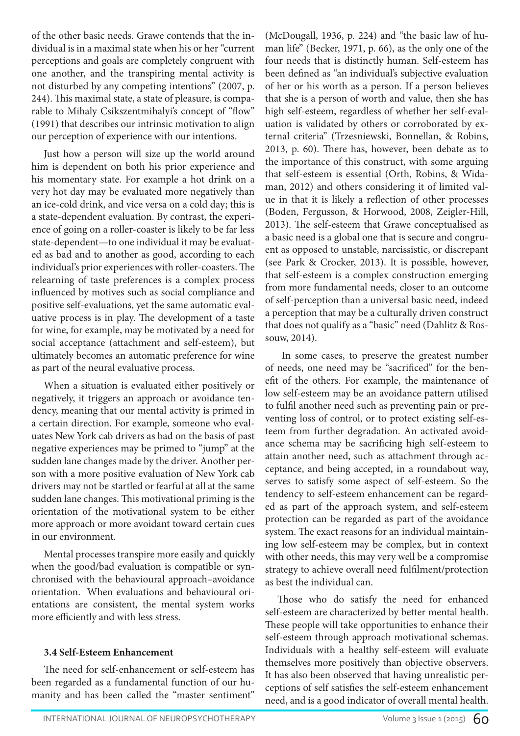of the other basic needs. Grawe contends that the individual is in a maximal state when his or her "current perceptions and goals are completely congruent with one another, and the transpiring mental activity is not disturbed by any competing intentions" (2007, p. 244). This maximal state, a state of pleasure, is comparable to Mihaly Csikszentmihalyi's concept of "flow" (1991) that describes our intrinsic motivation to align our perception of experience with our intentions.

Just how a person will size up the world around him is dependent on both his prior experience and his momentary state. For example a hot drink on a very hot day may be evaluated more negatively than an ice-cold drink, and vice versa on a cold day; this is a state-dependent evaluation. By contrast, the experience of going on a roller-coaster is likely to be far less state-dependent—to one individual it may be evaluated as bad and to another as good, according to each individual's prior experiences with roller-coasters. The relearning of taste preferences is a complex process influenced by motives such as social compliance and positive self-evaluations, yet the same automatic evaluative process is in play. The development of a taste for wine, for example, may be motivated by a need for social acceptance (attachment and self-esteem), but ultimately becomes an automatic preference for wine as part of the neural evaluative process.

When a situation is evaluated either positively or negatively, it triggers an approach or avoidance tendency, meaning that our mental activity is primed in a certain direction. For example, someone who evaluates New York cab drivers as bad on the basis of past negative experiences may be primed to "jump" at the sudden lane changes made by the driver. Another person with a more positive evaluation of New York cab drivers may not be startled or fearful at all at the same sudden lane changes. This motivational priming is the orientation of the motivational system to be either more approach or more avoidant toward certain cues in our environment.

Mental processes transpire more easily and quickly when the good/bad evaluation is compatible or synchronised with the behavioural approach–avoidance orientation. When evaluations and behavioural orientations are consistent, the mental system works more efficiently and with less stress.

### 3.4 Self-Esteem Enhancement

The need for self-enhancement or self-esteem has been regarded as a fundamental function of our humanity and has been called the "master sentiment" (McDougall, 1936, p. 224) and "the basic law of human life" (Becker, 1971, p. 66), as the only one of the four needs that is distinctly human. Self-esteem has been defined as "an individual's subjective evaluation of her or his worth as a person. If a person believes that she is a person of worth and value, then she has high self-esteem, regardless of whether her self-evaluation is validated by others or corroborated by external criteria" (Trzesniewski, Bonnellan, & Robins, 2013, p. 60). There has, however, been debate as to the importance of this construct, with some arguing that self-esteem is essential (Orth, Robins, & Widaman, 2012) and others considering it of limited value in that it is likely a reflection of other processes (Boden, Fergusson, & Horwood, 2008, Zeigler-Hill, 2013). The self-esteem that Grawe conceptualised as a basic need is a global one that is secure and congruent as opposed to unstable, narcissistic, or discrepant (see Park & Crocker, 2013). It is possible, however, that self-esteem is a complex construction emerging from more fundamental needs, closer to an outcome of self-perception than a universal basic need, indeed a perception that may be a culturally driven construct that does not qualify as a "basic" need (Dahlitz & Rossouw, 2014).

In some cases, to preserve the greatest number of needs, one need may be "sacrificed" for the benefit of the others. For example, the maintenance of low self-esteem may be an avoidance pattern utilised to fulfil another need such as preventing pain or preventing loss of control, or to protect existing self-esteem from further degradation. An activated avoidance schema may be sacrificing high self-esteem to attain another need, such as attachment through acceptance, and being accepted, in a roundabout way, serves to satisfy some aspect of self-esteem. So the tendency to self-esteem enhancement can be regarded as part of the approach system, and self-esteem protection can be regarded as part of the avoidance system. The exact reasons for an individual maintaining low self-esteem may be complex, but in context with other needs, this may very well be a compromise strategy to achieve overall need fulfilment/protection as best the individual can.

Those who do satisfy the need for enhanced self-esteem are characterized by better mental health. These people will take opportunities to enhance their self-esteem through approach motivational schemas. Individuals with a healthy self-esteem will evaluate themselves more positively than objective observers. It has also been observed that having unrealistic perceptions of self satisfies the self-esteem enhancement need, and is a good indicator of overall mental health.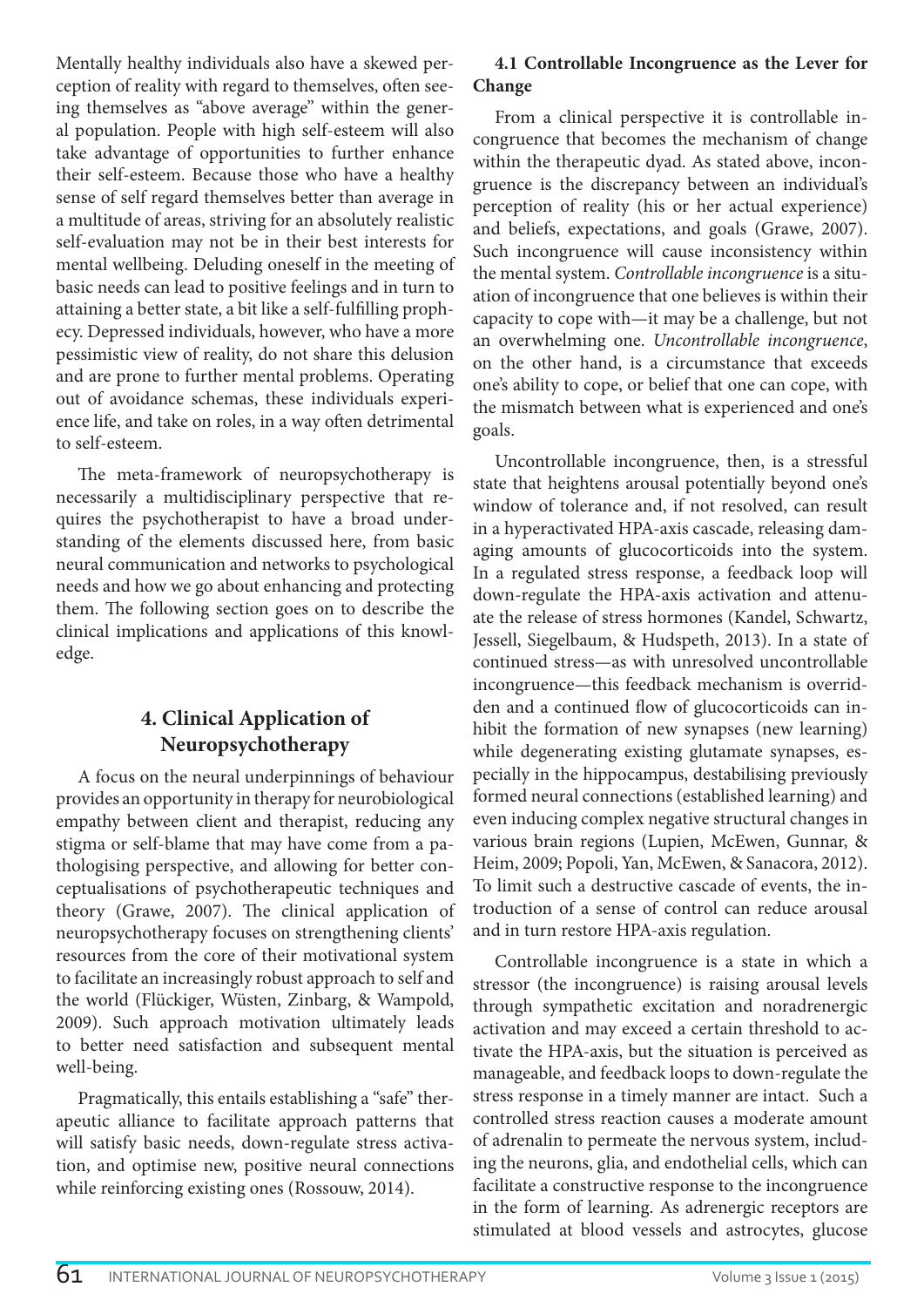Mentally healthy individuals also have a skewed perception of reality with regard to themselves, often seeing themselves as "above average" within the general population. People with high self-esteem will also take advantage of opportunities to further enhance their self-esteem. Because those who have a healthy sense of self regard themselves better than average in a multitude of areas, striving for an absolutely realistic self-evaluation may not be in their best interests for mental wellbeing. Deluding oneself in the meeting of basic needs can lead to positive feelings and in turn to attaining a better state, a bit like a self-fulfilling prophecy. Depressed individuals, however, who have a more pessimistic view of reality, do not share this delusion and are prone to further mental problems. Operating out of avoidance schemas, these individuals experience life, and take on roles, in a way often detrimental to self-esteem.

The meta-framework of neuropsychotherapy is necessarily a multidisciplinary perspective that requires the psychotherapist to have a broad understanding of the elements discussed here, from basic neural communication and networks to psychological needs and how we go about enhancing and protecting them. The following section goes on to describe the clinical implications and applications of this knowledge.

## 4. Clinical Application of Neuropsychotherapy

A focus on the neural underpinnings of behaviour provides an opportunity in therapy for neurobiological empathy between client and therapist, reducing any stigma or self-blame that may have come from a pathologising perspective, and allowing for better conceptualisations of psychotherapeutic techniques and theory (Grawe, 2007). The clinical application of neuropsychotherapy focuses on strengthening clients' resources from the core of their motivational system to facilitate an increasingly robust approach to self and the world (Flückiger, Wüsten, Zinbarg, & Wampold, 2009). Such approach motivation ultimately leads to better need satisfaction and subsequent mental well-being.

Pragmatically, this entails establishing a "safe" therapeutic alliance to facilitate approach patterns that will satisfy basic needs, down-regulate stress activation, and optimise new, positive neural connections while reinforcing existing ones (Rossouw, 2014).

### 4.1 Controllable Incongruence as the Lever for Change

From a clinical perspective it is controllable incongruence that becomes the mechanism of change within the therapeutic dyad. As stated above, incongruence is the discrepancy between an individual's perception of reality (his or her actual experience) and beliefs, expectations, and goals (Grawe, 2007). Such incongruence will cause inconsistency within the mental system. *Controllable incongruence* is a situation of incongruence that one believes is within their capacity to cope with—it may be a challenge, but not an overwhelming one. *Uncontrollable incongruence*, on the other hand, is a circumstance that exceeds one's ability to cope, or belief that one can cope, with the mismatch between what is experienced and one's goals.

Uncontrollable incongruence, then, is a stressful state that heightens arousal potentially beyond one's window of tolerance and, if not resolved, can result in a hyperactivated HPA-axis cascade, releasing damaging amounts of glucocorticoids into the system. In a regulated stress response, a feedback loop will down-regulate the HPA-axis activation and attenuate the release of stress hormones (Kandel, Schwartz, Jessell, Siegelbaum, & Hudspeth, 2013). In a state of continued stress—as with unresolved uncontrollable incongruence—this feedback mechanism is overridden and a continued flow of glucocorticoids can inhibit the formation of new synapses (new learning) while degenerating existing glutamate synapses, especially in the hippocampus, destabilising previously formed neural connections (established learning) and even inducing complex negative structural changes in various brain regions (Lupien, McEwen, Gunnar, & Heim, 2009; Popoli, Yan, McEwen, & Sanacora, 2012). To limit such a destructive cascade of events, the introduction of a sense of control can reduce arousal and in turn restore HPA-axis regulation.

Controllable incongruence is a state in which a stressor (the incongruence) is raising arousal levels through sympathetic excitation and noradrenergic activation and may exceed a certain threshold to activate the HPA-axis, but the situation is perceived as manageable, and feedback loops to down-regulate the stress response in a timely manner are intact. Such a controlled stress reaction causes a moderate amount of adrenalin to permeate the nervous system, including the neurons, glia, and endothelial cells, which can facilitate a constructive response to the incongruence in the form of learning. As adrenergic receptors are stimulated at blood vessels and astrocytes, glucose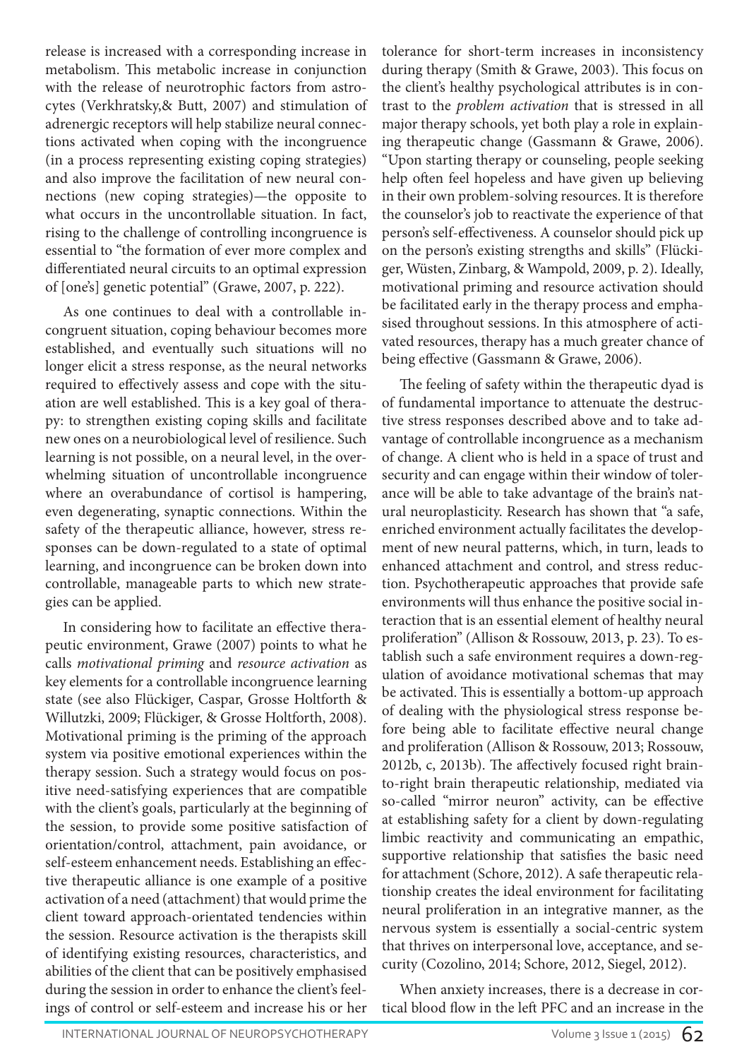release is increased with a corresponding increase in metabolism. This metabolic increase in conjunction with the release of neurotrophic factors from astrocytes (Verkhratsky,& Butt, 2007) and stimulation of adrenergic receptors will help stabilize neural connections activated when coping with the incongruence (in a process representing existing coping strategies) and also improve the facilitation of new neural connections (new coping strategies)—the opposite to what occurs in the uncontrollable situation. In fact, rising to the challenge of controlling incongruence is essential to "the formation of ever more complex and differentiated neural circuits to an optimal expression of [one's] genetic potential" (Grawe, 2007, p. 222).

As one continues to deal with a controllable incongruent situation, coping behaviour becomes more established, and eventually such situations will no longer elicit a stress response, as the neural networks required to effectively assess and cope with the situation are well established. This is a key goal of therapy: to strengthen existing coping skills and facilitate new ones on a neurobiological level of resilience. Such learning is not possible, on a neural level, in the overwhelming situation of uncontrollable incongruence where an overabundance of cortisol is hampering, even degenerating, synaptic connections. Within the safety of the therapeutic alliance, however, stress responses can be down-regulated to a state of optimal learning, and incongruence can be broken down into controllable, manageable parts to which new strategies can be applied.

In considering how to facilitate an effective therapeutic environment, Grawe (2007) points to what he calls *motivational priming* and *resource activation* as key elements for a controllable incongruence learning state (see also Flückiger, Caspar, Grosse Holtforth & Willutzki, 2009; Flückiger, & Grosse Holtforth, 2008). Motivational priming is the priming of the approach system via positive emotional experiences within the therapy session. Such a strategy would focus on positive need-satisfying experiences that are compatible with the client's goals, particularly at the beginning of the session, to provide some positive satisfaction of orientation/control, attachment, pain avoidance, or self-esteem enhancement needs. Establishing an effective therapeutic alliance is one example of a positive activation of a need (attachment) that would prime the client toward approach-orientated tendencies within the session. Resource activation is the therapists skill of identifying existing resources, characteristics, and abilities of the client that can be positively emphasised during the session in order to enhance the client's feelings of control or self-esteem and increase his or her tolerance for short-term increases in inconsistency during therapy (Smith & Grawe, 2003). This focus on the client's healthy psychological attributes is in contrast to the *problem activation* that is stressed in all major therapy schools, yet both play a role in explaining therapeutic change (Gassmann & Grawe, 2006). "Upon starting therapy or counseling, people seeking help often feel hopeless and have given up believing in their own problem-solving resources. It is therefore the counselor's job to reactivate the experience of that person's self-effectiveness. A counselor should pick up on the person's existing strengths and skills" (Flückiger, Wüsten, Zinbarg, & Wampold, 2009, p. 2). Ideally, motivational priming and resource activation should be facilitated early in the therapy process and emphasised throughout sessions. In this atmosphere of activated resources, therapy has a much greater chance of being effective (Gassmann & Grawe, 2006).

The feeling of safety within the therapeutic dyad is of fundamental importance to attenuate the destructive stress responses described above and to take advantage of controllable incongruence as a mechanism of change. A client who is held in a space of trust and security and can engage within their window of tolerance will be able to take advantage of the brain's natural neuroplasticity. Research has shown that "a safe, enriched environment actually facilitates the development of new neural patterns, which, in turn, leads to enhanced attachment and control, and stress reduction. Psychotherapeutic approaches that provide safe environments will thus enhance the positive social interaction that is an essential element of healthy neural proliferation" (Allison & Rossouw, 2013, p. 23). To establish such a safe environment requires a down-regulation of avoidance motivational schemas that may be activated. This is essentially a bottom-up approach of dealing with the physiological stress response before being able to facilitate effective neural change and proliferation (Allison & Rossouw, 2013; Rossouw, 2012b, c, 2013b). The affectively focused right brain-to-right brain therapeutic relationship, mediated via so-called "mirror neuron" activity, can be effective at establishing safety for a client by down-regulating limbic reactivity and communicating an empathic, supportive relationship that satisfies the basic need for attachment (Schore, 2012). A safe therapeutic relationship creates the ideal environment for facilitating neural proliferation in an integrative manner, as the nervous system is essentially a social-centric system that thrives on interpersonal love, acceptance, and security (Cozolino, 2014; Schore, 2012, Siegel, 2012).

When anxiety increases, there is a decrease in cortical blood flow in the left PFC and an increase in the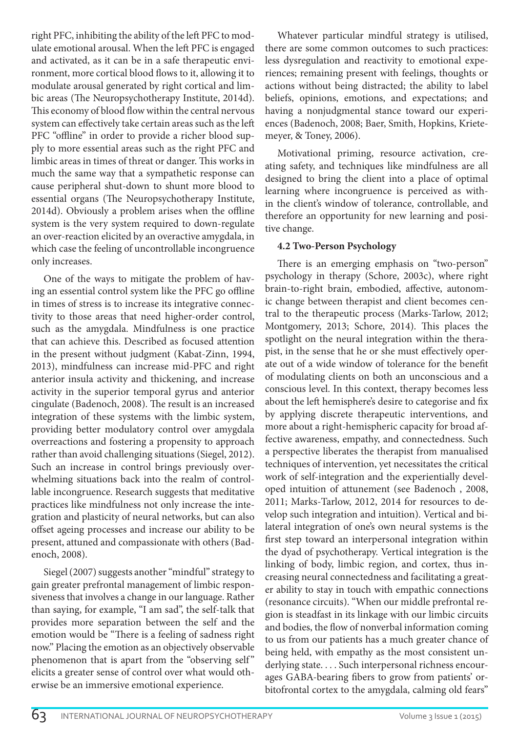right PFC, inhibiting the ability of the left PFC to modulate emotional arousal. When the left PFC is engaged and activated, as it can be in a safe therapeutic environment, more cortical blood flows to it, allowing it to modulate arousal generated by right cortical and limbic areas (The Neuropsychotherapy Institute, 2014d). This economy of blood flow within the central nervous system can effectively take certain areas such as the left PFC "offline" in order to provide a richer blood supply to more essential areas such as the right PFC and limbic areas in times of threat or danger. This works in much the same way that a sympathetic response can cause peripheral shut-down to shunt more blood to essential organs (The Neuropsychotherapy Institute, 2014d). Obviously a problem arises when the offline system is the very system required to down-regulate an over-reaction elicited by an overactive amygdala, in which case the feeling of uncontrollable incongruence only increases.

One of the ways to mitigate the problem of having an essential control system like the PFC go offline in times of stress is to increase its integrative connectivity to those areas that need higher-order control, such as the amygdala. Mindfulness is one practice that can achieve this. Described as focused attention in the present without judgment (Kabat-Zinn, 1994, 2013), mindfulness can increase mid-PFC and right anterior insula activity and thickening, and increase activity in the superior temporal gyrus and anterior cingulate (Badenoch, 2008). The result is an increased integration of these systems with the limbic system, providing better modulatory control over amygdala overreactions and fostering a propensity to approach rather than avoid challenging situations (Siegel, 2012). Such an increase in control brings previously overwhelming situations back into the realm of controllable incongruence. Research suggests that meditative practices like mindfulness not only increase the integration and plasticity of neural networks, but can also offset ageing processes and increase our ability to be present, attuned and compassionate with others (Badenoch, 2008).

Siegel (2007) suggests another "mindful" strategy to gain greater prefrontal management of limbic responsiveness that involves a change in our language. Rather than saying, for example, "I am sad", the self-talk that provides more separation between the self and the emotion would be "There is a feeling of sadness right now." Placing the emotion as an objectively observable phenomenon that is apart from the "observing self" elicits a greater sense of control over what would otherwise be an immersive emotional experience.

Whatever particular mindful strategy is utilised, there are some common outcomes to such practices: less dysregulation and reactivity to emotional experiences; remaining present with feelings, thoughts or actions without being distracted; the ability to label beliefs, opinions, emotions, and expectations; and having a nonjudgmental stance toward our experiences (Badenoch, 2008; Baer, Smith, Hopkins, Krietemeyer, & Toney, 2006).

Motivational priming, resource activation, creating safety, and techniques like mindfulness are all designed to bring the client into a place of optimal learning where incongruence is perceived as within the client's window of tolerance, controllable, and therefore an opportunity for new learning and positive change.

### 4.2 Two-Person Psychology

There is an emerging emphasis on "two-person" psychology in therapy (Schore, 2003c), where right brain-to-right brain, embodied, affective, autonomic change between therapist and client becomes central to the therapeutic process (Marks-Tarlow, 2012; Montgomery, 2013; Schore, 2014). This places the spotlight on the neural integration within the therapist, in the sense that he or she must effectively operate out of a wide window of tolerance for the benefit of modulating clients on both an unconscious and a conscious level. In this context, therapy becomes less about the left hemisphere's desire to categorise and fix by applying discrete therapeutic interventions, and more about a right-hemispheric capacity for broad affective awareness, empathy, and connectedness. Such a perspective liberates the therapist from manualised techniques of intervention, yet necessitates the critical work of self-integration and the experientially developed intuition of attunement (see Badenoch , 2008, 2011; Marks-Tarlow, 2012, 2014 for resources to develop such integration and intuition). Vertical and bilateral integration of one's own neural systems is the first step toward an interpersonal integration within the dyad of psychotherapy. Vertical integration is the linking of body, limbic region, and cortex, thus increasing neural connectedness and facilitating a greater ability to stay in touch with empathic connections (resonance circuits). "When our middle prefrontal region is steadfast in its linkage with our limbic circuits and bodies, the flow of nonverbal information coming to us from our patients has a much greater chance of being held, with empathy as the most consistent underlying state. . . . Such interpersonal richness encourages GABA-bearing fibers to grow from patients' orbitofrontal cortex to the amygdala, calming old fears"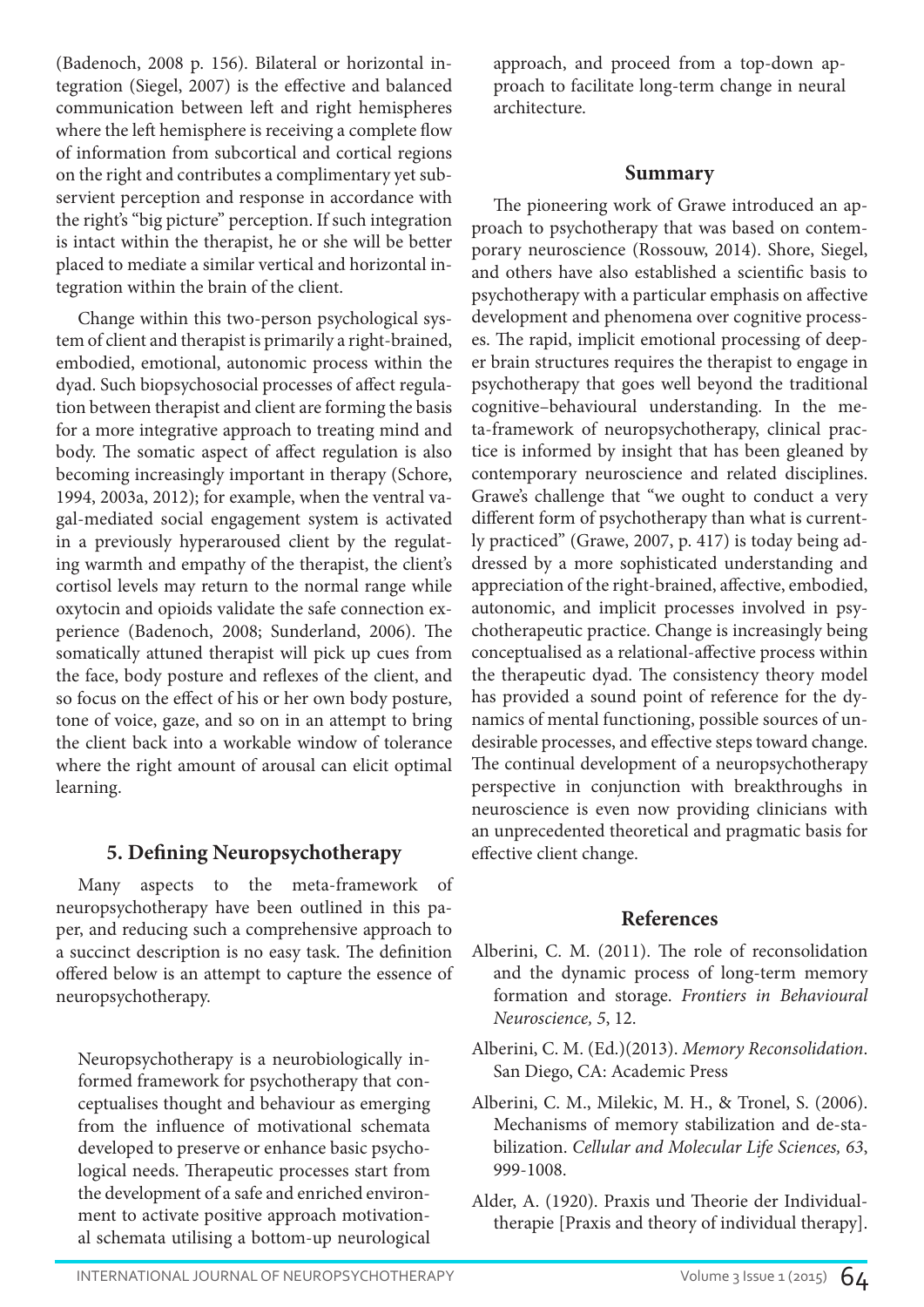(Badenoch, 2008 p. 156). Bilateral or horizontal integration (Siegel, 2007) is the effective and balanced communication between left and right hemispheres where the left hemisphere is receiving a complete flow of information from subcortical and cortical regions on the right and contributes a complimentary yet subservient perception and response in accordance with the right's "big picture" perception. If such integration is intact within the therapist, he or she will be better placed to mediate a similar vertical and horizontal integration within the brain of the client.

Change within this two-person psychological system of client and therapist is primarily a right-brained, embodied, emotional, autonomic process within the dyad. Such biopsychosocial processes of affect regulation between therapist and client are forming the basis for a more integrative approach to treating mind and body. The somatic aspect of affect regulation is also becoming increasingly important in therapy (Schore, 1994, 2003a, 2012); for example, when the ventral vagal-mediated social engagement system is activated in a previously hyperaroused client by the regulating warmth and empathy of the therapist, the client's cortisol levels may return to the normal range while oxytocin and opioids validate the safe connection experience (Badenoch, 2008; Sunderland, 2006). The somatically attuned therapist will pick up cues from the face, body posture and reflexes of the client, and so focus on the effect of his or her own body posture, tone of voice, gaze, and so on in an attempt to bring the client back into a workable window of tolerance where the right amount of arousal can elicit optimal learning.

## 5. Defining Neuropsychotherapy

Many aspects to the meta-framework of neuropsychotherapy have been outlined in this paper, and reducing such a comprehensive approach to a succinct description is no easy task. The definition offered below is an attempt to capture the essence of neuropsychotherapy.

> Neuropsychotherapy is a neurobiologically informed framework for psychotherapy that conceptualises thought and behaviour as emerging from the influence of motivational schemata developed to preserve or enhance basic psychological needs. Therapeutic processes start from the development of a safe and enriched environment to activate positive approach motivational schemata utilising a bottom-up neurological approach, and proceed from a top-down approach to facilitate long-term change in neural architecture.

## Summary

The pioneering work of Grawe introduced an approach to psychotherapy that was based on contemporary neuroscience (Rossouw, 2014). Shore, Siegel, and others have also established a scientific basis to psychotherapy with a particular emphasis on affective development and phenomena over cognitive processes. The rapid, implicit emotional processing of deeper brain structures requires the therapist to engage in psychotherapy that goes well beyond the traditional cognitive–behavioural understanding. In the meta-framework of neuropsychotherapy, clinical practice is informed by insight that has been gleaned by contemporary neuroscience and related disciplines. Grawe's challenge that "we ought to conduct a very different form of psychotherapy than what is currently practiced" (Grawe, 2007, p. 417) is today being addressed by a more sophisticated understanding and appreciation of the right-brained, affective, embodied, autonomic, and implicit processes involved in psychotherapeutic practice. Change is increasingly being conceptualised as a relational-affective process within the therapeutic dyad. The consistency theory model has provided a sound point of reference for the dynamics of mental functioning, possible sources of undesirable processes, and effective steps toward change. The continual development of a neuropsychotherapy perspective in conjunction with breakthroughs in neuroscience is even now providing clinicians with an unprecedented theoretical and pragmatic basis for effective client change.

## References

Alberini, C. M. (2011). The role of reconsolidation and the dynamic process of long-term memory formation and storage. *Frontiers in Behavioural Neuroscience, 5*, 12.

Alberini, C. M. (Ed.)(2013). *Memory Reconsolidation*. San Diego, CA: Academic Press

Alberini, C. M., Milekic, M. H., & Tronel, S. (2006). Mechanisms of memory stabilization and de-stabilization. *Cellular and Molecular Life Sciences, 63*, 999-1008.

Alder, A. (1920). Praxis und Theorie der Individualtherapie [Praxis and theory of individual therapy].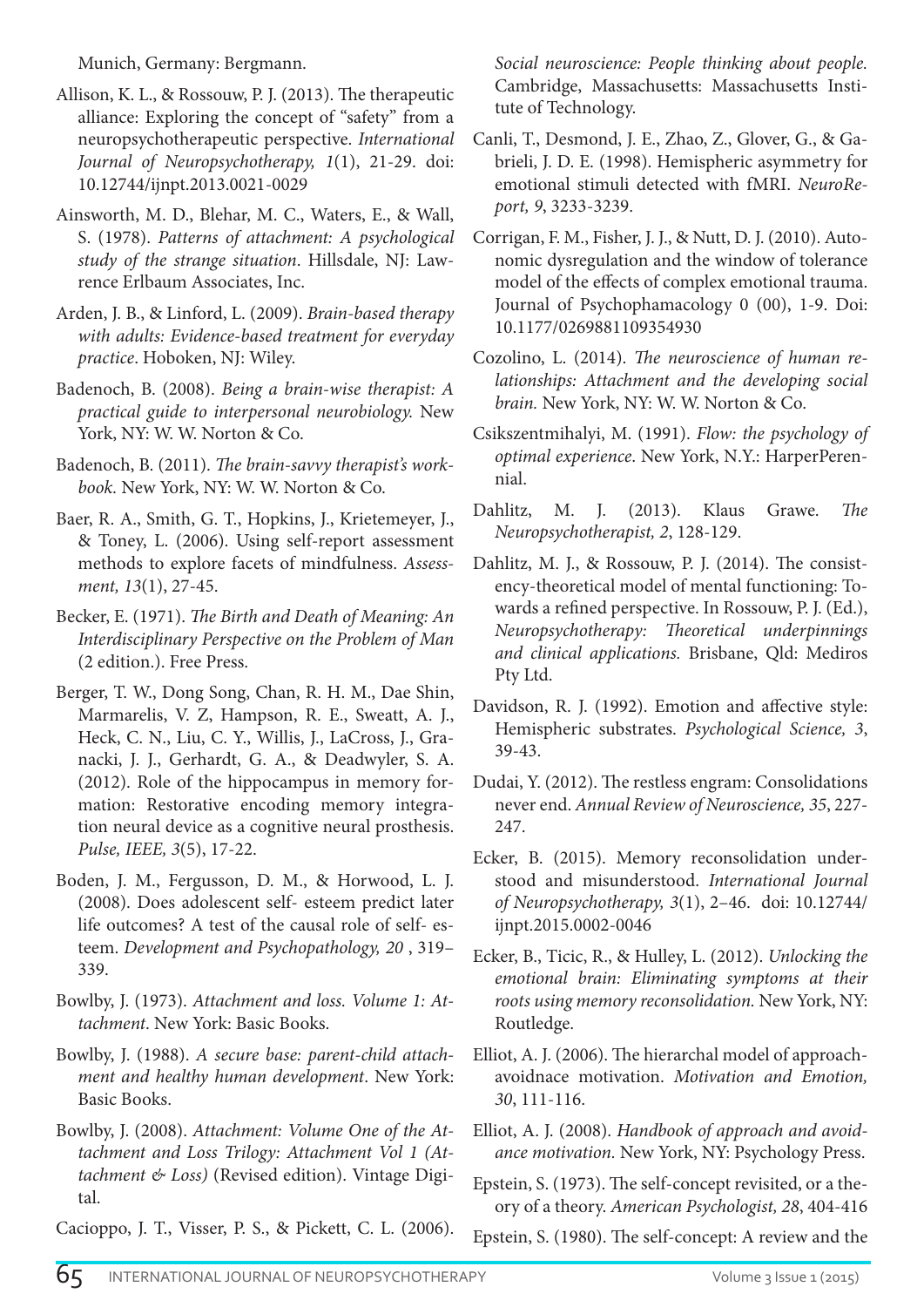Munich, Germany: Bergmann.

Allison, K. L., & Rossouw, P. J. (2013). The therapeutic alliance: Exploring the concept of "safety" from a neuropsychotherapeutic perspective. *International Journal of Neuropsychotherapy, 1*(1), 21-29. doi: 10.12744/ijnpt.2013.0021-0029

Ainsworth, M. D., Blehar, M. C., Waters, E., & Wall, S. (1978). *Patterns of attachment: A psychological study of the strange situation*. Hillsdale, NJ: Lawrence Erlbaum Associates, Inc.

Arden, J. B., & Linford, L. (2009). *Brain-based therapy with adults: Evidence-based treatment for everyday practice*. Hoboken, NJ: Wiley.

Badenoch, B. (2008). *Being a brain-wise therapist: A practical guide to interpersonal neurobiology.* New York, NY: W. W. Norton & Co.

Badenoch, B. (2011). *The brain-savvy therapist's workbook.* New York, NY: W. W. Norton & Co.

Baer, R. A., Smith, G. T., Hopkins, J., Krietemeyer, J., & Toney, L. (2006). Using self-report assessment methods to explore facets of mindfulness. *Assessment, 13*(1), 27-45.

Becker, E. (1971). *The Birth and Death of Meaning: An Interdisciplinary Perspective on the Problem of Man* (2 edition.). Free Press.

Berger, T. W., Dong Song, Chan, R. H. M., Dae Shin, Marmarelis, V. Z, Hampson, R. E., Sweatt, A. J., Heck, C. N., Liu, C. Y., Willis, J., LaCross, J., Granacki, J. J., Gerhardt, G. A., & Deadwyler, S. A. (2012). Role of the hippocampus in memory formation: Restorative encoding memory integration neural device as a cognitive neural prosthesis. *Pulse, IEEE, 3*(5), 17-22.

Boden, J. M., Fergusson, D. M., & Horwood, L. J. (2008). Does adolescent self- esteem predict later life outcomes? A test of the causal role of self- esteem. *Development and Psychopathology, 20* , 319–339.

Bowlby, J. (1973). *Attachment and loss. Volume 1: Attachment*. New York: Basic Books.

Bowlby, J. (1988). *A secure base: parent-child attachment and healthy human development*. New York: Basic Books.

Bowlby, J. (2008). *Attachment: Volume One of the Attachment and Loss Trilogy: Attachment Vol 1 (Attachment & Loss)* (Revised edition). Vintage Digital.

Cacioppo, J. T., Visser, P. S., & Pickett, C. L. (2006). *Social neuroscience: People thinking about people.* Cambridge, Massachusetts: Massachusetts Institute of Technology.

Canli, T., Desmond, J. E., Zhao, Z., Glover, G., & Gabrieli, J. D. E. (1998). Hemispheric asymmetry for emotional stimuli detected with fMRI. *NeuroReport, 9*, 3233-3239.

Corrigan, F. M., Fisher, J. J., & Nutt, D. J. (2010). Autonomic dysregulation and the window of tolerance model of the effects of complex emotional trauma. Journal of Psychophamacology 0 (00), 1-9. Doi: 10.1177/0269881109354930

Cozolino, L. (2014). *The neuroscience of human relationships: Attachment and the developing social brain.* New York, NY: W. W. Norton & Co.

Csikszentmihalyi, M. (1991). *Flow: the psychology of optimal experience*. New York, N.Y.: HarperPerennial.

Dahlitz, M. J. (2013). Klaus Grawe. *The Neuropsychotherapist, 2*, 128-129.

Dahlitz, M. J., & Rossouw, P. J. (2014). The consistency-theoretical model of mental functioning: Towards a refined perspective. In Rossouw, P. J. (Ed.), *Neuropsychotherapy: Theoretical underpinnings and clinical applications.* Brisbane, Qld: Mediros Pty Ltd.

Davidson, R. J. (1992). Emotion and affective style: Hemispheric substrates. *Psychological Science, 3*, 39-43.

Dudai, Y. (2012). The restless engram: Consolidations never end. *Annual Review of Neuroscience, 35*, 227-247.

Ecker, B. (2015). Memory reconsolidation understood and misunderstood. *International Journal of Neuropsychotherapy, 3*(1), 2–46. doi: 10.12744/ijnpt.2015.0002-0046

Ecker, B., Ticic, R., & Hulley, L. (2012). *Unlocking the emotional brain: Eliminating symptoms at their roots using memory reconsolidation.* New York, NY: Routledge.

Elliot, A. J. (2006). The hierarchal model of approach-avoidnace motivation. *Motivation and Emotion, 30*, 111-116.

Elliot, A. J. (2008). *Handbook of approach and avoidance motivation.* New York, NY: Psychology Press.

Epstein, S. (1973). The self-concept revisited, or a theory of a theory. *American Psychologist, 28*, 404-416

Epstein, S. (1980). The self-concept: A review and the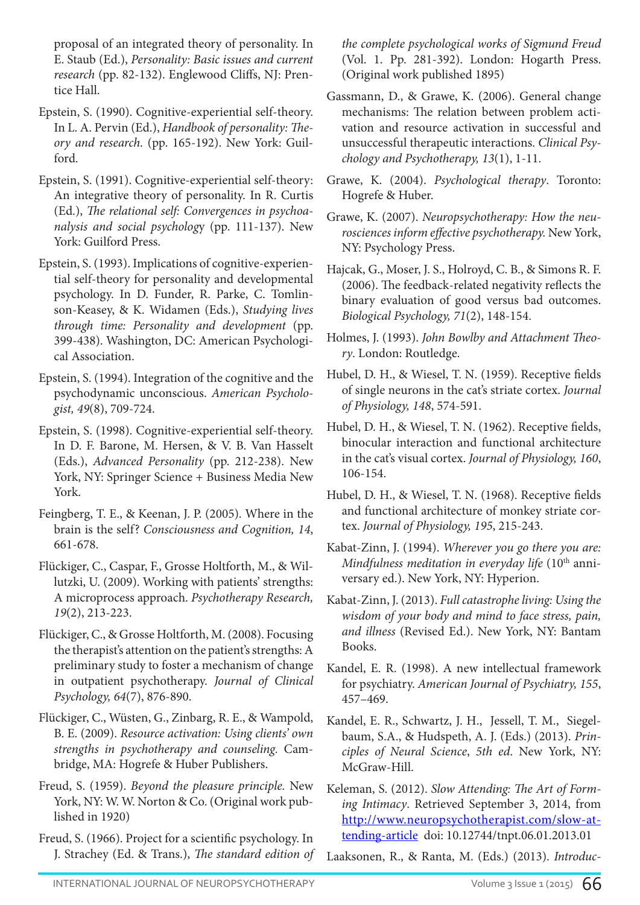proposal of an integrated theory of personality. In E. Staub (Ed.), *Personality: Basic issues and current research* (pp. 82-132). Englewood Cliffs, NJ: Prentice Hall.

Epstein, S. (1990). Cognitive-experiential self-theory. In L. A. Pervin (Ed.), *Handbook of personality: Theory and research*. (pp. 165-192). New York: Guilford.

Epstein, S. (1991). Cognitive-experiential self-theory: An integrative theory of personality. In R. Curtis (Ed.), *The relational self: Convergences in psychoanalysis and social psychology* (pp. 111-137). New York: Guilford Press.

Epstein, S. (1993). Implications of cognitive-experiential self-theory for personality and developmental psychology. In D. Funder, R. Parke, C. Tomlinson-Keasey, & K. Widamen (Eds.), *Studying lives through time: Personality and development* (pp. 399-438). Washington, DC: American Psychological Association.

Epstein, S. (1994). Integration of the cognitive and the psychodynamic unconscious. *American Psychologist, 49*(8), 709-724.

Epstein, S. (1998). Cognitive-experiential self-theory. In D. F. Barone, M. Hersen, & V. B. Van Hasselt (Eds.), *Advanced Personality* (pp. 212-238). New York, NY: Springer Science + Business Media New York.

Feingberg, T. E., & Keenan, J. P. (2005). Where in the brain is the self? *Consciousness and Cognition, 14*, 661-678.

Flückiger, C., Caspar, F., Grosse Holtforth, M., & Willutzki, U. (2009). Working with patients' strengths: A microprocess approach. *Psychotherapy Research, 19*(2), 213-223.

Flückiger, C., & Grosse Holtforth, M. (2008). Focusing the therapist's attention on the patient's strengths: A preliminary study to foster a mechanism of change in outpatient psychotherapy. *Journal of Clinical Psychology, 64*(7), 876-890.

Flückiger, C., Wüsten, G., Zinbarg, R. E., & Wampold, B. E. (2009). *Resource activation: Using clients' own strengths in psychotherapy and counseling.* Cambridge, MA: Hogrefe & Huber Publishers.

Freud, S. (1959). *Beyond the pleasure principle.* New York, NY: W. W. Norton & Co. (Original work published in 1920)

Freud, S. (1966). Project for a scientific psychology. In J. Strachey (Ed. & Trans.), *The standard edition of the complete psychological works of Sigmund Freud* (Vol. 1. Pp. 281-392). London: Hogarth Press. (Original work published 1895)

Gassmann, D., & Grawe, K. (2006). General change mechanisms: The relation between problem activation and resource activation in successful and unsuccessful therapeutic interactions. *Clinical Psychology and Psychotherapy, 13*(1), 1-11.

Grawe, K. (2004). *Psychological therapy*. Toronto: Hogrefe & Huber.

Grawe, K. (2007). *Neuropsychotherapy: How the neurosciences inform effective psychotherapy.* New York, NY: Psychology Press.

Hajcak, G., Moser, J. S., Holroyd, C. B., & Simons R. F. (2006). The feedback-related negativity reflects the binary evaluation of good versus bad outcomes. *Biological Psychology, 71*(2), 148-154.

Holmes, J. (1993). *John Bowlby and Attachment Theory*. London: Routledge.

Hubel, D. H., & Wiesel, T. N. (1959). Receptive fields of single neurons in the cat's striate cortex. *Journal of Physiology, 148*, 574-591.

Hubel, D. H., & Wiesel, T. N. (1962). Receptive fields, binocular interaction and functional architecture in the cat's visual cortex. *Journal of Physiology, 160*, 106-154.

Hubel, D. H., & Wiesel, T. N. (1968). Receptive fields and functional architecture of monkey striate cortex. *Journal of Physiology, 195*, 215-243.

Kabat-Zinn, J. (1994). *Wherever you go there you are: Mindfulness meditation in everyday life* (10th anniversary ed.). New York, NY: Hyperion.

Kabat-Zinn, J. (2013). *Full catastrophe living: Using the wisdom of your body and mind to face stress, pain, and illness* (Revised Ed.). New York, NY: Bantam Books.

Kandel, E. R. (1998). A new intellectual framework for psychiatry. *American Journal of Psychiatry, 155*, 457–469.

Kandel, E. R., Schwartz, J. H., Jessell, T. M., Siegelbaum, S.A., & Hudspeth, A. J. (Eds.) (2013). *Principles of Neural Science*, *5th ed.* New York, NY: McGraw-Hill.

Keleman, S. (2012). *Slow Attending: The Art of Forming Intimacy*. Retrieved September 3, 2014, from http://www.neuropsychotherapist.com/slow-attending-article doi: 10.12744/tnpt.06.01.2013.01

Laaksonen, R., & Ranta, M. (Eds.) (2013). *Introduc-*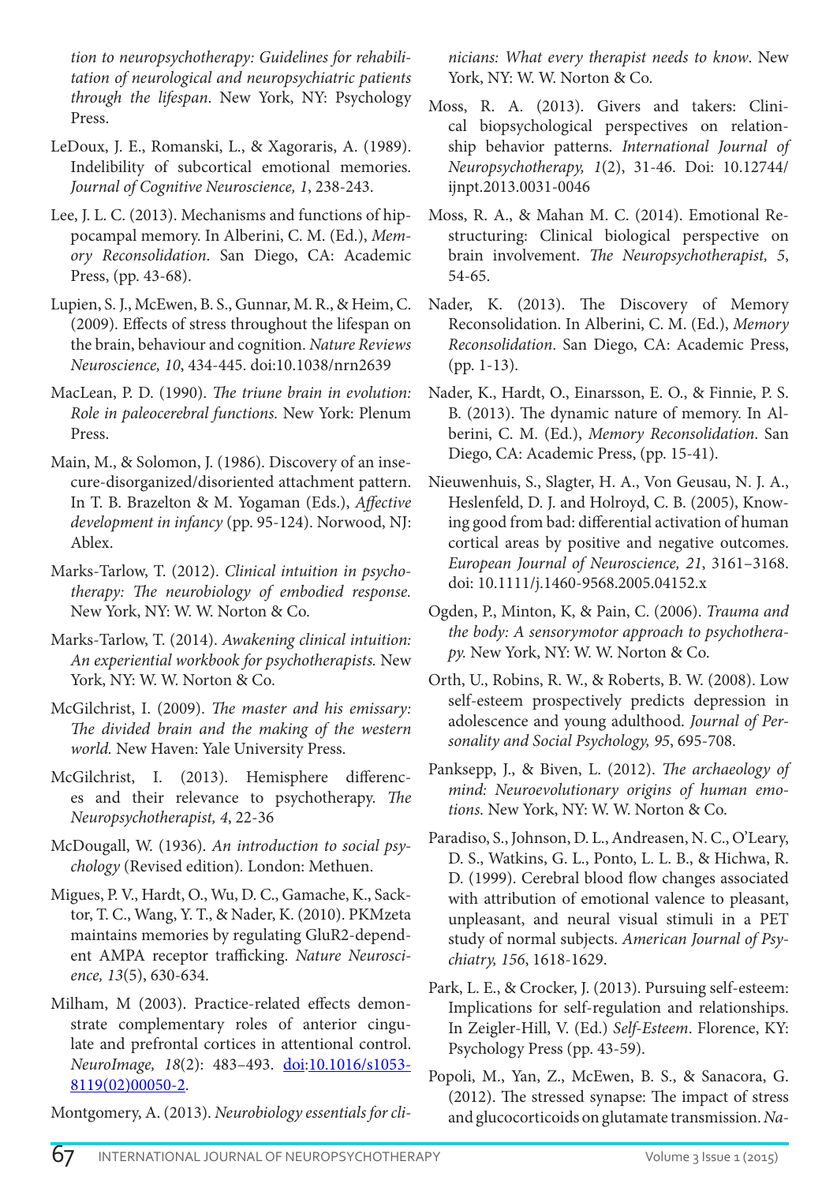*tion to neuropsychotherapy: Guidelines for rehabilitation of neurological and neuropsychiatric patients through the lifespan*. New York, NY: Psychology Press.

LeDoux, J. E., Romanski, L., & Xagoraris, A. (1989). Indelibility of subcortical emotional memories. *Journal of Cognitive Neuroscience, 1*, 238-243.

Lee, J. L. C. (2013). Mechanisms and functions of hippocampal memory. In Alberini, C. M. (Ed.), *Memory Reconsolidation*. San Diego, CA: Academic Press, (pp. 43-68).

Lupien, S. J., McEwen, B. S., Gunnar, M. R., & Heim, C. (2009). Effects of stress throughout the lifespan on the brain, behaviour and cognition. *Nature Reviews Neuroscience, 10*, 434-445. doi:10.1038/nrn2639

MacLean, P. D. (1990). *The triune brain in evolution: Role in paleocerebral functions.* New York: Plenum Press.

Main, M., & Solomon, J. (1986). Discovery of an insecure-disorganized/disoriented attachment pattern. In T. B. Brazelton & M. Yogaman (Eds.), *Affective development in infancy* (pp. 95-124). Norwood, NJ: Ablex.

Marks-Tarlow, T. (2012). *Clinical intuition in psychotherapy: The neurobiology of embodied response.* New York, NY: W. W. Norton & Co.

Marks-Tarlow, T. (2014). *Awakening clinical intuition: An experiential workbook for psychotherapists.* New York, NY: W. W. Norton & Co.

McGilchrist, I. (2009). *The master and his emissary: The divided brain and the making of the western world.* New Haven: Yale University Press.

McGilchrist, I. (2013). Hemisphere differences and their relevance to psychotherapy. *The Neuropsychotherapist, 4*, 22-36

McDougall, W. (1936). *An introduction to social psychology* (Revised edition). London: Methuen.

Migues, P. V., Hardt, O., Wu, D. C., Gamache, K., Sacktor, T. C., Wang, Y. T., & Nader, K. (2010). PKMzeta maintains memories by regulating GluR2-dependent AMPA receptor trafficking. *Nature Neuroscience, 13*(5), 630-634.

Milham, M (2003). Practice-related effects demonstrate complementary roles of anterior cingulate and prefrontal cortices in attentional control. *NeuroImage, 18*(2): 483–493. doi:10.1016/s1053-8119(02)00050-2.

Montgomery, A. (2013). *Neurobiology essentials for clinicians: What every therapist needs to know*. New York, NY: W. W. Norton & Co.

Moss, R. A. (2013). Givers and takers: Clinical biopsychological perspectives on relationship behavior patterns. *International Journal of Neuropsychotherapy, 1*(2), 31-46. Doi: 10.12744/ijnpt.2013.0031-0046

Moss, R. A., & Mahan M. C. (2014). Emotional Restructuring: Clinical biological perspective on brain involvement. *The Neuropsychotherapist, 5*, 54-65.

Nader, K. (2013). The Discovery of Memory Reconsolidation. In Alberini, C. M. (Ed.), *Memory Reconsolidation*. San Diego, CA: Academic Press, (pp. 1-13).

Nader, K., Hardt, O., Einarsson, E. O., & Finnie, P. S. B. (2013). The dynamic nature of memory. In Alberini, C. M. (Ed.), *Memory Reconsolidation*. San Diego, CA: Academic Press, (pp. 15-41).

Nieuwenhuis, S., Slagter, H. A., Von Geusau, N. J. A., Heslenfeld, D. J. and Holroyd, C. B. (2005), Knowing good from bad: differential activation of human cortical areas by positive and negative outcomes. *European Journal of Neuroscience, 21*, 3161–3168. doi: 10.1111/j.1460-9568.2005.04152.x

Ogden, P., Minton, K, & Pain, C. (2006). *Trauma and the body: A sensorymotor approach to psychotherapy.* New York, NY: W. W. Norton & Co.

Orth, U., Robins, R. W., & Roberts, B. W. (2008). Low self-esteem prospectively predicts depression in adolescence and young adulthood. *Journal of Personality and Social Psychology, 95*, 695-708.

Panksepp, J., & Biven, L. (2012). *The archaeology of mind: Neuroevolutionary origins of human emotions.* New York, NY: W. W. Norton & Co.

Paradiso, S., Johnson, D. L., Andreasen, N. C., O'Leary, D. S., Watkins, G. L., Ponto, L. L. B., & Hichwa, R. D. (1999). Cerebral blood flow changes associated with attribution of emotional valence to pleasant, unpleasant, and neural visual stimuli in a PET study of normal subjects. *American Journal of Psychiatry, 156*, 1618-1629.

Park, L. E., & Crocker, J. (2013). Pursuing self-esteem: Implications for self-regulation and relationships. In Zeigler-Hill, V. (Ed.) *Self-Esteem*. Florence, KY: Psychology Press (pp. 43-59).

Popoli, M., Yan, Z., McEwen, B. S., & Sanacora, G. (2012). The stressed synapse: The impact of stress and glucocorticoids on glutamate transmission. *Na-*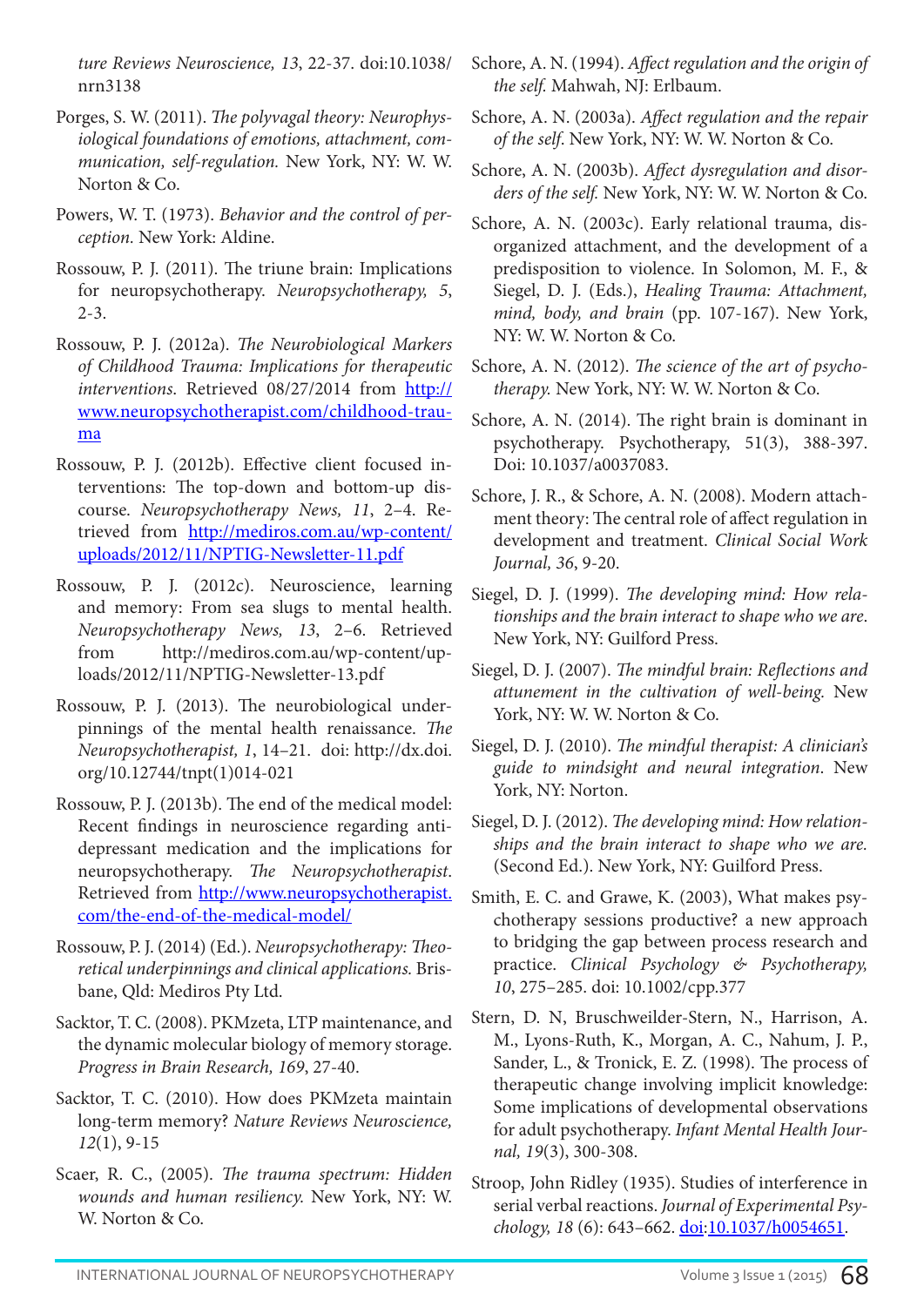*ture Reviews Neuroscience, 13*, 22-37. doi:10.1038/nrn3138

Porges, S. W. (2011). *The polyvagal theory: Neurophysiological foundations of emotions, attachment, communication, self-regulation.* New York, NY: W. W. Norton & Co.

Powers, W. T. (1973). *Behavior and the control of perception.* New York: Aldine.

Rossouw, P. J. (2011). The triune brain: Implications for neuropsychotherapy. *Neuropsychotherapy, 5*, 2-3.

Rossouw, P. J. (2012a). *The Neurobiological Markers of Childhood Trauma: Implications for therapeutic interventions*. Retrieved 08/27/2014 from http://www.neuropsychotherapist.com/childhood-trauma

Rossouw, P. J. (2012b). Effective client focused interventions: The top-down and bottom-up discourse. *Neuropsychotherapy News, 11*, 2–4. Retrieved from http://mediros.com.au/wp-content/uploads/2012/11/NPTIG-Newsletter-11.pdf

Rossouw, P. J. (2012c). Neuroscience, learning and memory: From sea slugs to mental health. *Neuropsychotherapy News, 13*, 2–6. Retrieved from http://mediros.com.au/wp-content/uploads/2012/11/NPTIG-Newsletter-13.pdf

Rossouw, P. J. (2013). The neurobiological underpinnings of the mental health renaissance. *The Neuropsychotherapist, 1*, 14–21. doi: http://dx.doi.org/10.12744/tnpt(1)014-021

Rossouw, P. J. (2013b). The end of the medical model: Recent findings in neuroscience regarding antidepressant medication and the implications for neuropsychotherapy. *The Neuropsychotherapist.* Retrieved from http://www.neuropsychotherapist.com/the-end-of-the-medical-model/

Rossouw, P. J. (2014) (Ed.). *Neuropsychotherapy: Theoretical underpinnings and clinical applications.* Brisbane, Qld: Mediros Pty Ltd.

Sacktor, T. C. (2008). PKMzeta, LTP maintenance, and the dynamic molecular biology of memory storage. *Progress in Brain Research, 169*, 27-40.

Sacktor, T. C. (2010). How does PKMzeta maintain long-term memory? *Nature Reviews Neuroscience, 12*(1), 9-15

Scaer, R. C., (2005). *The trauma spectrum: Hidden wounds and human resiliency.* New York, NY: W. W. Norton & Co.

Schore, A. N. (1994). *Affect regulation and the origin of the self.* Mahwah, NJ: Erlbaum.

Schore, A. N. (2003a). *Affect regulation and the repair of the self*. New York, NY: W. W. Norton & Co.

Schore, A. N. (2003b). *Affect dysregulation and disorders of the self.* New York, NY: W. W. Norton & Co.

Schore, A. N. (2003c). Early relational trauma, disorganized attachment, and the development of a predisposition to violence. In Solomon, M. F., & Siegel, D. J. (Eds.), *Healing Trauma: Attachment, mind, body, and brain* (pp. 107-167). New York, NY: W. W. Norton & Co.

Schore, A. N. (2012). *The science of the art of psychotherapy.* New York, NY: W. W. Norton & Co.

Schore, A. N. (2014). The right brain is dominant in psychotherapy. Psychotherapy, 51(3), 388-397. Doi: 10.1037/a0037083.

Schore, J. R., & Schore, A. N. (2008). Modern attachment theory: The central role of affect regulation in development and treatment. *Clinical Social Work Journal, 36*, 9-20.

Siegel, D. J. (1999). *The developing mind: How relationships and the brain interact to shape who we are.* New York, NY: Guilford Press.

Siegel, D. J. (2007). *The mindful brain: Reflections and attunement in the cultivation of well-being.* New York, NY: W. W. Norton & Co.

Siegel, D. J. (2010). *The mindful therapist: A clinician's guide to mindsight and neural integration*. New York, NY: Norton.

Siegel, D. J. (2012). *The developing mind: How relationships and the brain interact to shape who we are.* (Second Ed.). New York, NY: Guilford Press.

Smith, E. C. and Grawe, K. (2003), What makes psychotherapy sessions productive? a new approach to bridging the gap between process research and practice. *Clinical Psychology & Psychotherapy, 10*, 275–285. doi: 10.1002/cpp.377

Stern, D. N, Bruschweilder-Stern, N., Harrison, A. M., Lyons-Ruth, K., Morgan, A. C., Nahum, J. P., Sander, L., & Tronick, E. Z. (1998). The process of therapeutic change involving implicit knowledge: Some implications of developmental observations for adult psychotherapy. *Infant Mental Health Journal, 19*(3), 300-308.

Stroop, John Ridley (1935). Studies of interference in serial verbal reactions. *Journal of Experimental Psychology, 18* (6): 643–662. doi:10.1037/h0054651.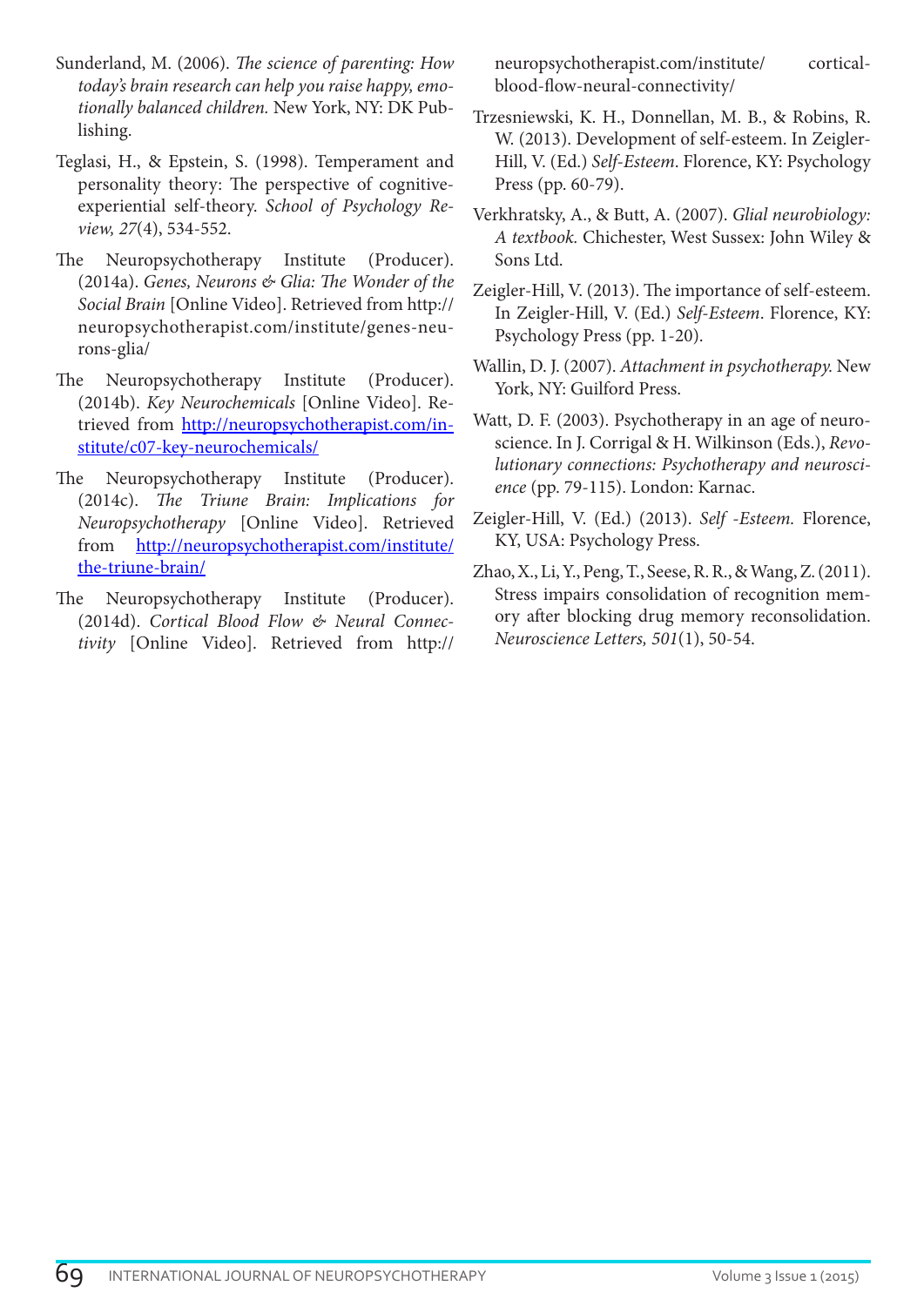Sunderland, M. (2006). *The science of parenting: How today's brain research can help you raise happy, emotionally balanced children.* New York, NY: DK Publishing.

Teglasi, H., & Epstein, S. (1998). Temperament and personality theory: The perspective of cognitive-experiential self-theory. *School of Psychology Review, 27*(4), 534-552.

The Neuropsychotherapy Institute (Producer). (2014a). *Genes, Neurons & Glia: The Wonder of the Social Brain* [Online Video]. Retrieved from http://neuropsychotherapist.com/institute/genes-neurons-glia/

The Neuropsychotherapy Institute (Producer). (2014b). *Key Neurochemicals* [Online Video]. Retrieved from http://neuropsychotherapist.com/institute/c07-key-neurochemicals/

The Neuropsychotherapy Institute (Producer). (2014c). *The Triune Brain: Implications for Neuropsychotherapy* [Online Video]. Retrieved from http://neuropsychotherapist.com/institute/the-triune-brain/

The Neuropsychotherapy Institute (Producer). (2014d). *Cortical Blood Flow & Neural Connectivity* [Online Video]. Retrieved from http://neuropsychotherapist.com/institute/ cortical-blood-flow-neural-connectivity/

Trzesniewski, K. H., Donnellan, M. B., & Robins, R. W. (2013). Development of self-esteem. In Zeigler-Hill, V. (Ed.) *Self-Esteem*. Florence, KY: Psychology Press (pp. 60-79).

Verkhratsky, A., & Butt, A. (2007). *Glial neurobiology: A textbook.* Chichester, West Sussex: John Wiley & Sons Ltd.

Zeigler-Hill, V. (2013). The importance of self-esteem. In Zeigler-Hill, V. (Ed.) *Self-Esteem*. Florence, KY: Psychology Press (pp. 1-20).

Wallin, D. J. (2007). *Attachment in psychotherapy.* New York, NY: Guilford Press.

Watt, D. F. (2003). Psychotherapy in an age of neuroscience. In J. Corrigal & H. Wilkinson (Eds.), *Revolutionary connections: Psychotherapy and neuroscience* (pp. 79-115). London: Karnac.

Zeigler-Hill, V. (Ed.) (2013). *Self -Esteem.* Florence, KY, USA: Psychology Press.

Zhao, X., Li, Y., Peng, T., Seese, R. R., & Wang, Z. (2011). Stress impairs consolidation of recognition memory after blocking drug memory reconsolidation. *Neuroscience Letters, 501*(1), 50-54.